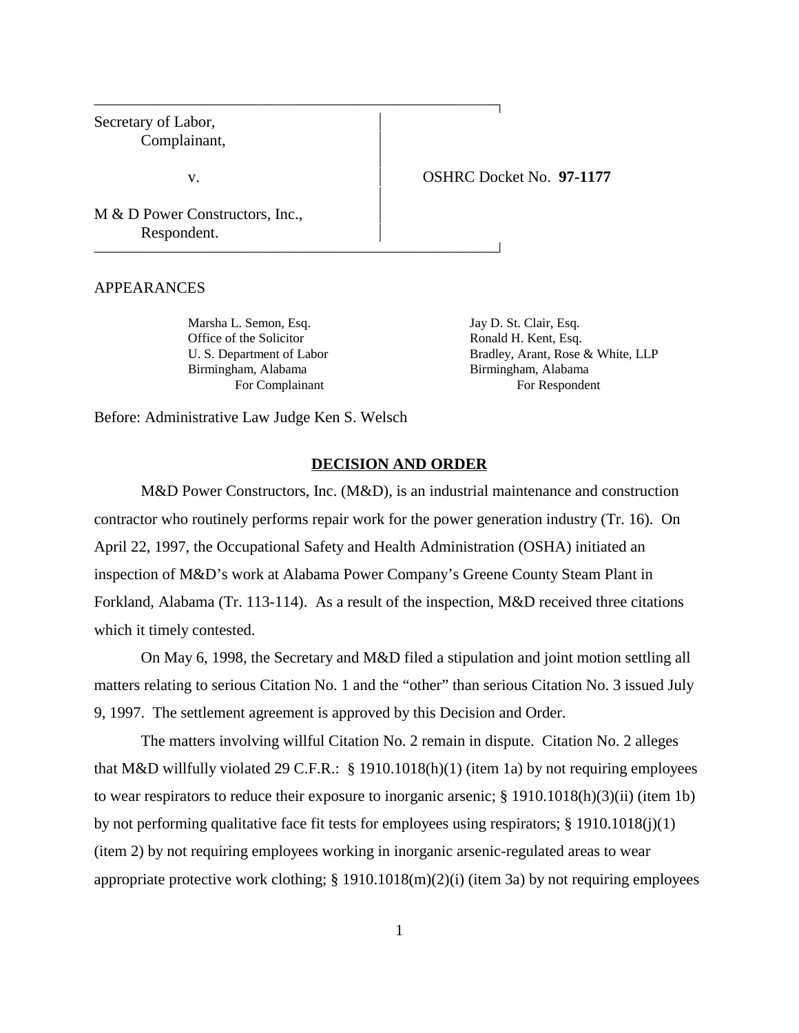Secretary of Labor,
Complainant,

v.

M & D Power Constructors, Inc.,
Respondent.

OSHRC Docket No. **97-1177**

APPEARANCES

Marsha L. Semon, Esq.
Office of the Solicitor
U. S. Department of Labor
Birmingham, Alabama
For Complainant

Jay D. St. Clair, Esq.
Ronald H. Kent, Esq.
Bradley, Arant, Rose & White, LLP
Birmingham, Alabama
For Respondent

Before: Administrative Law Judge Ken S. Welsch

## DECISION AND ORDER

M&D Power Constructors, Inc. (M&D), is an industrial maintenance and construction contractor who routinely performs repair work for the power generation industry (Tr. 16). On April 22, 1997, the Occupational Safety and Health Administration (OSHA) initiated an inspection of M&D's work at Alabama Power Company's Greene County Steam Plant in Forkland, Alabama (Tr. 113-114). As a result of the inspection, M&D received three citations which it timely contested.

On May 6, 1998, the Secretary and M&D filed a stipulation and joint motion settling all matters relating to serious Citation No. 1 and the "other" than serious Citation No. 3 issued July 9, 1997. The settlement agreement is approved by this Decision and Order.

The matters involving willful Citation No. 2 remain in dispute. Citation No. 2 alleges that M&D willfully violated 29 C.F.R.: § 1910.1018(h)(1) (item 1a) by not requiring employees to wear respirators to reduce their exposure to inorganic arsenic; § 1910.1018(h)(3)(ii) (item 1b) by not performing qualitative face fit tests for employees using respirators; § 1910.1018(j)(1) (item 2) by not requiring employees working in inorganic arsenic-regulated areas to wear appropriate protective work clothing; § 1910.1018(m)(2)(i) (item 3a) by not requiring employees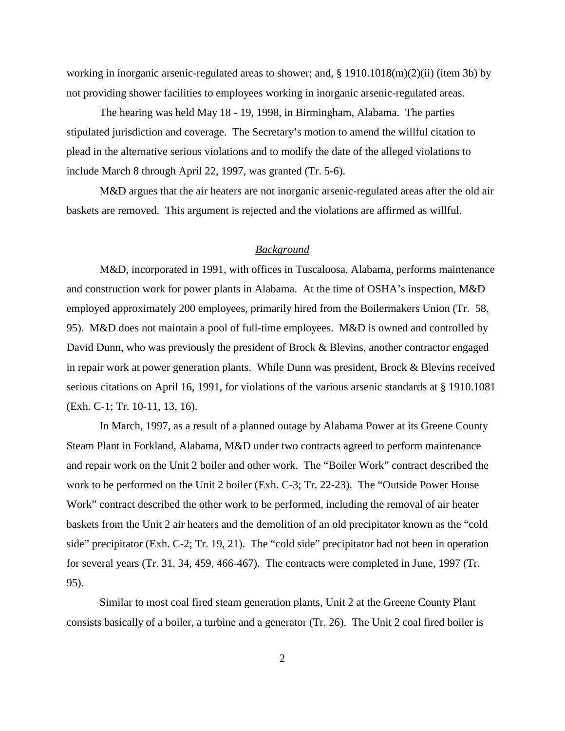working in inorganic arsenic-regulated areas to shower; and, § 1910.1018(m)(2)(ii) (item 3b) by not providing shower facilities to employees working in inorganic arsenic-regulated areas.

The hearing was held May 18 - 19, 1998, in Birmingham, Alabama. The parties stipulated jurisdiction and coverage. The Secretary's motion to amend the willful citation to plead in the alternative serious violations and to modify the date of the alleged violations to include March 8 through April 22, 1997, was granted (Tr. 5-6).

M&D argues that the air heaters are not inorganic arsenic-regulated areas after the old air baskets are removed. This argument is rejected and the violations are affirmed as willful.

## *Background*

M&D, incorporated in 1991, with offices in Tuscaloosa, Alabama, performs maintenance and construction work for power plants in Alabama. At the time of OSHA's inspection, M&D employed approximately 200 employees, primarily hired from the Boilermakers Union (Tr. 58, 95). M&D does not maintain a pool of full-time employees. M&D is owned and controlled by David Dunn, who was previously the president of Brock & Blevins, another contractor engaged in repair work at power generation plants. While Dunn was president, Brock & Blevins received serious citations on April 16, 1991, for violations of the various arsenic standards at § 1910.1081 (Exh. C-1; Tr. 10-11, 13, 16).

In March, 1997, as a result of a planned outage by Alabama Power at its Greene County Steam Plant in Forkland, Alabama, M&D under two contracts agreed to perform maintenance and repair work on the Unit 2 boiler and other work. The "Boiler Work" contract described the work to be performed on the Unit 2 boiler (Exh. C-3; Tr. 22-23). The "Outside Power House Work" contract described the other work to be performed, including the removal of air heater baskets from the Unit 2 air heaters and the demolition of an old precipitator known as the "cold side" precipitator (Exh. C-2; Tr. 19, 21). The "cold side" precipitator had not been in operation for several years (Tr. 31, 34, 459, 466-467). The contracts were completed in June, 1997 (Tr. 95).

Similar to most coal fired steam generation plants, Unit 2 at the Greene County Plant consists basically of a boiler, a turbine and a generator (Tr. 26). The Unit 2 coal fired boiler is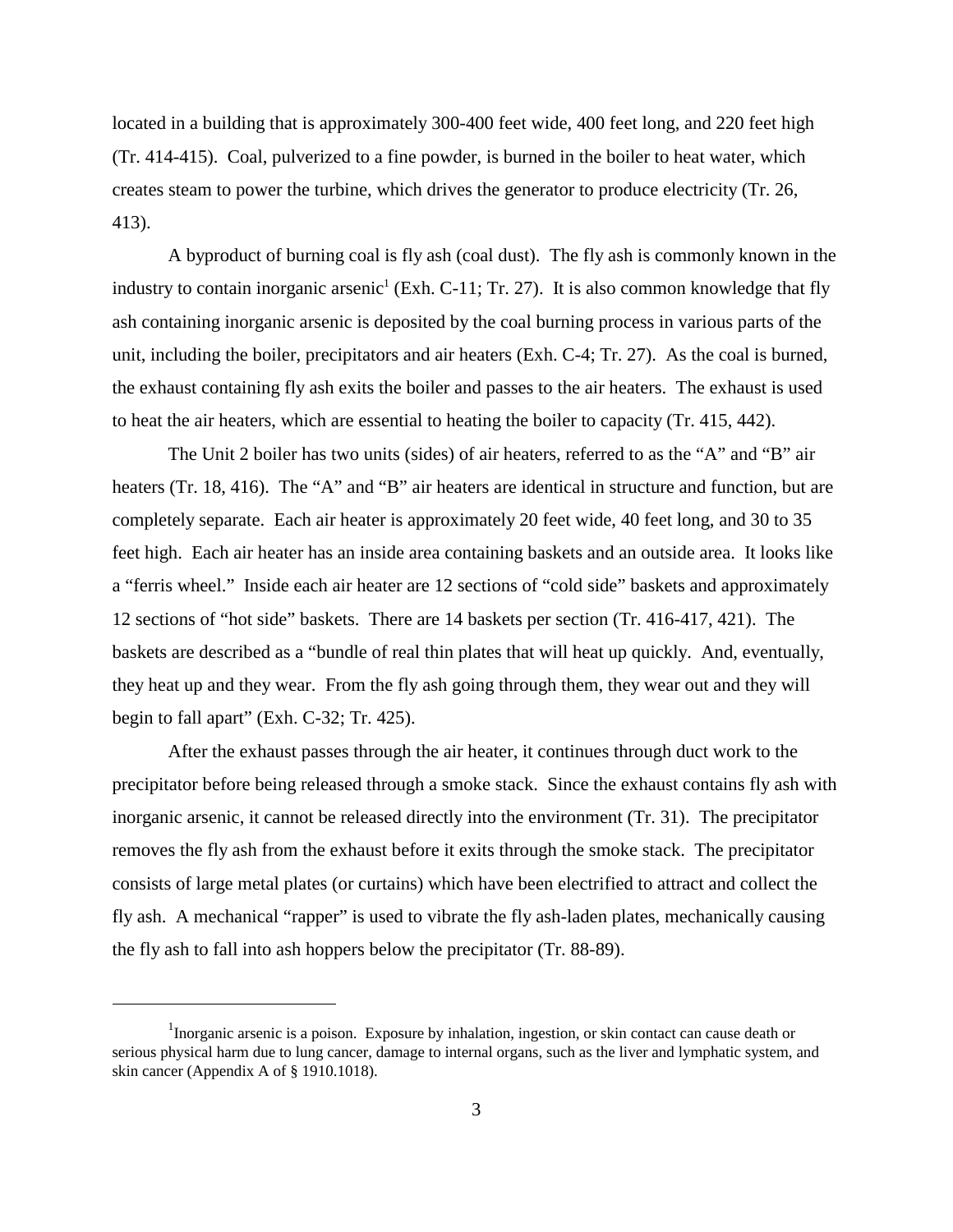located in a building that is approximately 300-400 feet wide, 400 feet long, and 220 feet high (Tr. 414-415). Coal, pulverized to a fine powder, is burned in the boiler to heat water, which creates steam to power the turbine, which drives the generator to produce electricity (Tr. 26, 413).

A byproduct of burning coal is fly ash (coal dust). The fly ash is commonly known in the industry to contain inorganic arsenic[1] (Exh. C-11; Tr. 27). It is also common knowledge that fly ash containing inorganic arsenic is deposited by the coal burning process in various parts of the unit, including the boiler, precipitators and air heaters (Exh. C-4; Tr. 27). As the coal is burned, the exhaust containing fly ash exits the boiler and passes to the air heaters. The exhaust is used to heat the air heaters, which are essential to heating the boiler to capacity (Tr. 415, 442).

The Unit 2 boiler has two units (sides) of air heaters, referred to as the "A" and "B" air heaters (Tr. 18, 416). The "A" and "B" air heaters are identical in structure and function, but are completely separate. Each air heater is approximately 20 feet wide, 40 feet long, and 30 to 35 feet high. Each air heater has an inside area containing baskets and an outside area. It looks like a "ferris wheel." Inside each air heater are 12 sections of "cold side" baskets and approximately 12 sections of "hot side" baskets. There are 14 baskets per section (Tr. 416-417, 421). The baskets are described as a "bundle of real thin plates that will heat up quickly. And, eventually, they heat up and they wear. From the fly ash going through them, they wear out and they will begin to fall apart" (Exh. C-32; Tr. 425).

After the exhaust passes through the air heater, it continues through duct work to the precipitator before being released through a smoke stack. Since the exhaust contains fly ash with inorganic arsenic, it cannot be released directly into the environment (Tr. 31). The precipitator removes the fly ash from the exhaust before it exits through the smoke stack. The precipitator consists of large metal plates (or curtains) which have been electrified to attract and collect the fly ash. A mechanical "rapper" is used to vibrate the fly ash-laden plates, mechanically causing the fly ash to fall into ash hoppers below the precipitator (Tr. 88-89).

---

[1] Inorganic arsenic is a poison. Exposure by inhalation, ingestion, or skin contact can cause death or serious physical harm due to lung cancer, damage to internal organs, such as the liver and lymphatic system, and skin cancer (Appendix A of § 1910.1018).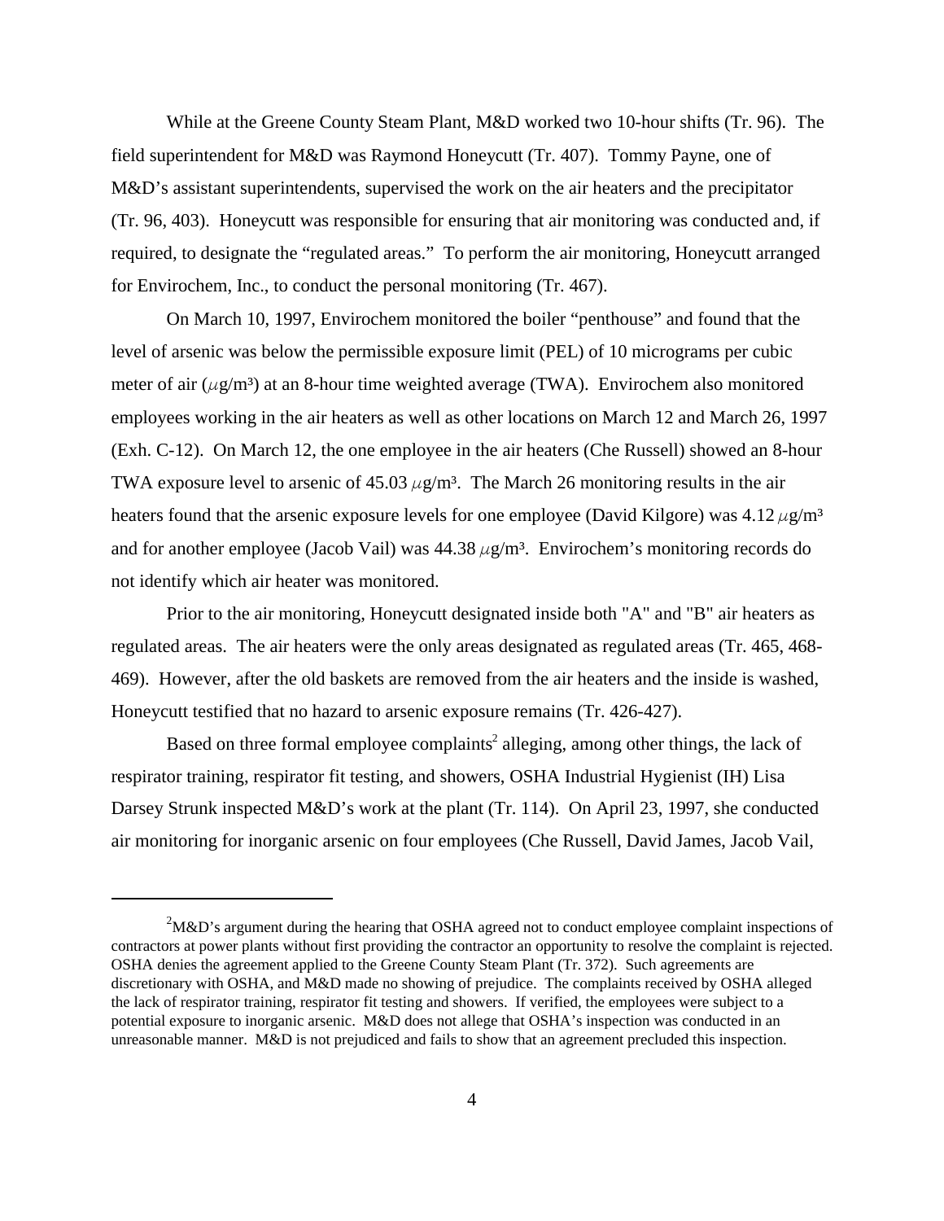While at the Greene County Steam Plant, M&D worked two 10-hour shifts (Tr. 96). The field superintendent for M&D was Raymond Honeycutt (Tr. 407). Tommy Payne, one of M&D's assistant superintendents, supervised the work on the air heaters and the precipitator (Tr. 96, 403). Honeycutt was responsible for ensuring that air monitoring was conducted and, if required, to designate the "regulated areas." To perform the air monitoring, Honeycutt arranged for Envirochem, Inc., to conduct the personal monitoring (Tr. 467).

On March 10, 1997, Envirochem monitored the boiler "penthouse" and found that the level of arsenic was below the permissible exposure limit (PEL) of 10 micrograms per cubic meter of air ($\mu g/m^3$) at an 8-hour time weighted average (TWA). Envirochem also monitored employees working in the air heaters as well as other locations on March 12 and March 26, 1997 (Exh. C-12). On March 12, the one employee in the air heaters (Che Russell) showed an 8-hour TWA exposure level to arsenic of 45.03 $\mu g/m^3$. The March 26 monitoring results in the air heaters found that the arsenic exposure levels for one employee (David Kilgore) was 4.12 $\mu g/m^3$ and for another employee (Jacob Vail) was 44.38 $\mu g/m^3$. Envirochem's monitoring records do not identify which air heater was monitored.

Prior to the air monitoring, Honeycutt designated inside both "A" and "B" air heaters as regulated areas. The air heaters were the only areas designated as regulated areas (Tr. 465, 468-469). However, after the old baskets are removed from the air heaters and the inside is washed, Honeycutt testified that no hazard to arsenic exposure remains (Tr. 426-427).

Based on three formal employee complaints[2] alleging, among other things, the lack of respirator training, respirator fit testing, and showers, OSHA Industrial Hygienist (IH) Lisa Darsey Strunk inspected M&D's work at the plant (Tr. 114). On April 23, 1997, she conducted air monitoring for inorganic arsenic on four employees (Che Russell, David James, Jacob Vail,

[2] M&D's argument during the hearing that OSHA agreed not to conduct employee complaint inspections of contractors at power plants without first providing the contractor an opportunity to resolve the complaint is rejected. OSHA denies the agreement applied to the Greene County Steam Plant (Tr. 372). Such agreements are discretionary with OSHA, and M&D made no showing of prejudice. The complaints received by OSHA alleged the lack of respirator training, respirator fit testing and showers. If verified, the employees were subject to a potential exposure to inorganic arsenic. M&D does not allege that OSHA's inspection was conducted in an unreasonable manner. M&D is not prejudiced and fails to show that an agreement precluded this inspection.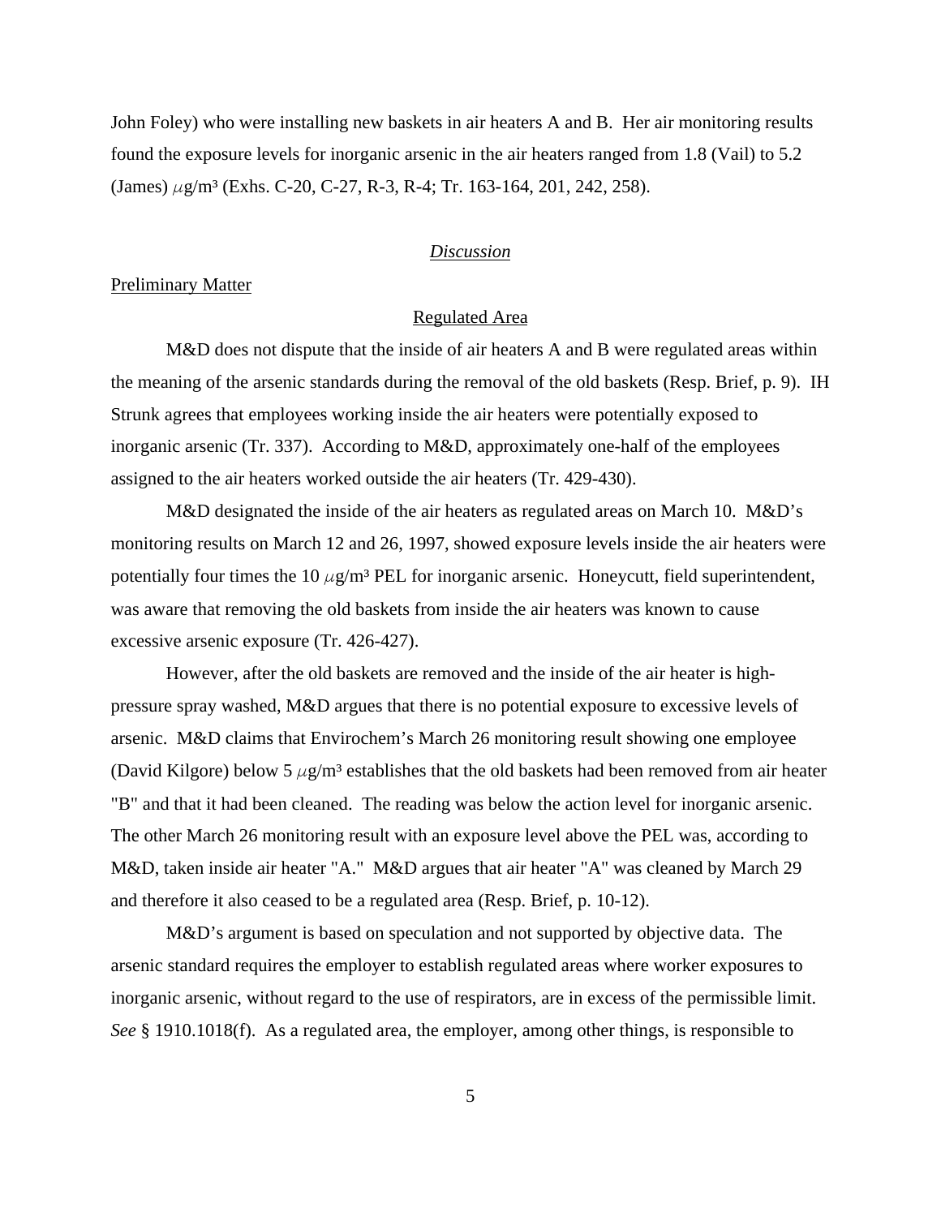John Foley) who were installing new baskets in air heaters A and B. Her air monitoring results found the exposure levels for inorganic arsenic in the air heaters ranged from 1.8 (Vail) to 5.2 (James) $\mu$g/m³ (Exhs. C-20, C-27, R-3, R-4; Tr. 163-164, 201, 242, 258).

*Discussion*

Preliminary Matter

Regulated Area

M&D does not dispute that the inside of air heaters A and B were regulated areas within the meaning of the arsenic standards during the removal of the old baskets (Resp. Brief, p. 9). IH Strunk agrees that employees working inside the air heaters were potentially exposed to inorganic arsenic (Tr. 337). According to M&D, approximately one-half of the employees assigned to the air heaters worked outside the air heaters (Tr. 429-430).

M&D designated the inside of the air heaters as regulated areas on March 10. M&D's monitoring results on March 12 and 26, 1997, showed exposure levels inside the air heaters were potentially four times the 10 $\mu$g/m³ PEL for inorganic arsenic. Honeycutt, field superintendent, was aware that removing the old baskets from inside the air heaters was known to cause excessive arsenic exposure (Tr. 426-427).

However, after the old baskets are removed and the inside of the air heater is high-pressure spray washed, M&D argues that there is no potential exposure to excessive levels of arsenic. M&D claims that Envirochem's March 26 monitoring result showing one employee (David Kilgore) below 5 $\mu$g/m³ establishes that the old baskets had been removed from air heater "B" and that it had been cleaned. The reading was below the action level for inorganic arsenic. The other March 26 monitoring result with an exposure level above the PEL was, according to M&D, taken inside air heater "A." M&D argues that air heater "A" was cleaned by March 29 and therefore it also ceased to be a regulated area (Resp. Brief, p. 10-12).

M&D's argument is based on speculation and not supported by objective data. The arsenic standard requires the employer to establish regulated areas where worker exposures to inorganic arsenic, without regard to the use of respirators, are in excess of the permissible limit. *See* § 1910.1018(f). As a regulated area, the employer, among other things, is responsible to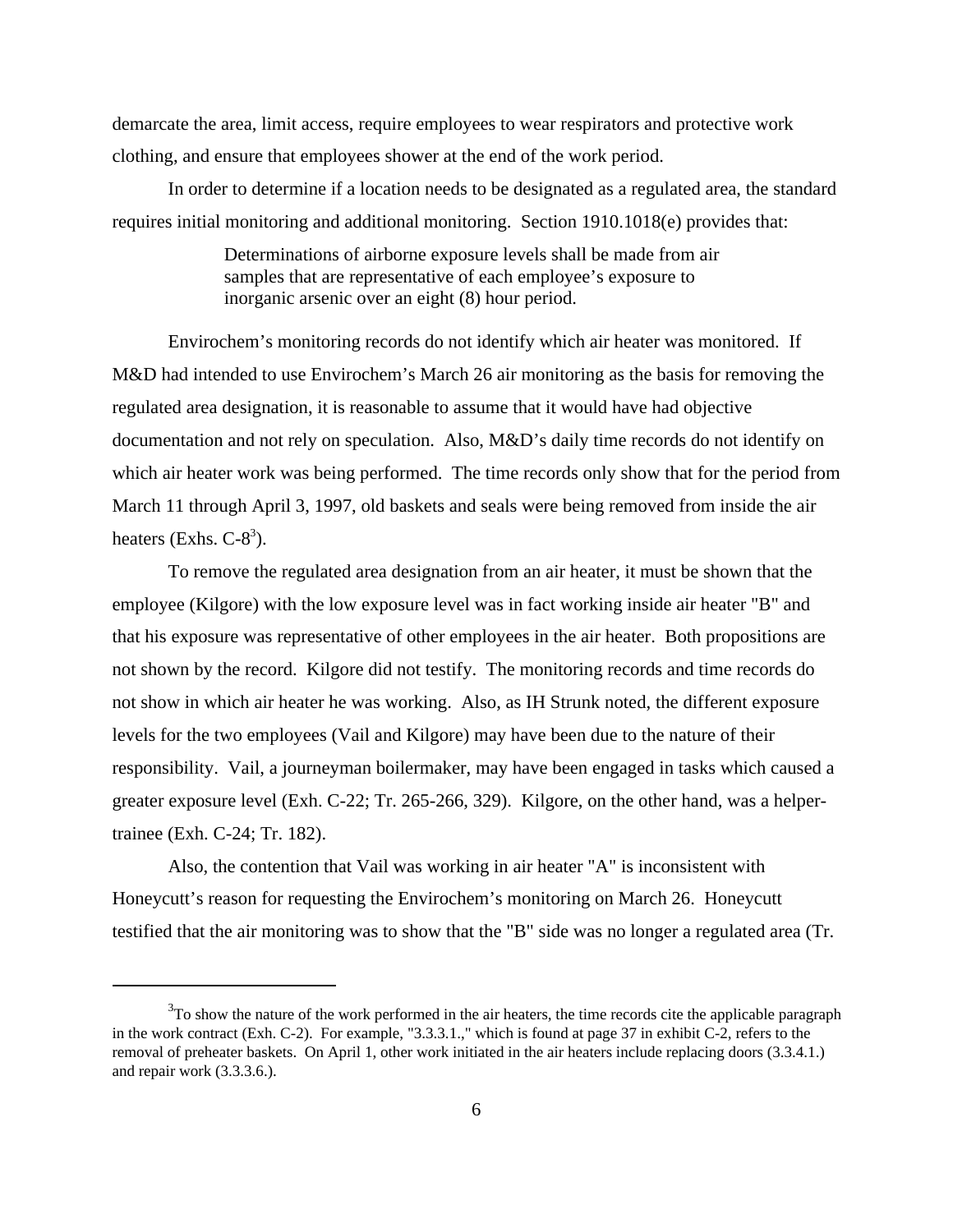demarcate the area, limit access, require employees to wear respirators and protective work clothing, and ensure that employees shower at the end of the work period.

In order to determine if a location needs to be designated as a regulated area, the standard requires initial monitoring and additional monitoring. Section 1910.1018(e) provides that:

> Determinations of airborne exposure levels shall be made from air samples that are representative of each employee's exposure to inorganic arsenic over an eight (8) hour period.

Envirochem's monitoring records do not identify which air heater was monitored. If M&D had intended to use Envirochem's March 26 air monitoring as the basis for removing the regulated area designation, it is reasonable to assume that it would have had objective documentation and not rely on speculation. Also, M&D's daily time records do not identify on which air heater work was being performed. The time records only show that for the period from March 11 through April 3, 1997, old baskets and seals were being removed from inside the air heaters (Exhs. C-8[3]).

To remove the regulated area designation from an air heater, it must be shown that the employee (Kilgore) with the low exposure level was in fact working inside air heater "B" and that his exposure was representative of other employees in the air heater. Both propositions are not shown by the record. Kilgore did not testify. The monitoring records and time records do not show in which air heater he was working. Also, as IH Strunk noted, the different exposure levels for the two employees (Vail and Kilgore) may have been due to the nature of their responsibility. Vail, a journeyman boilermaker, may have been engaged in tasks which caused a greater exposure level (Exh. C-22; Tr. 265-266, 329). Kilgore, on the other hand, was a helper-trainee (Exh. C-24; Tr. 182).

Also, the contention that Vail was working in air heater "A" is inconsistent with Honeycutt's reason for requesting the Envirochem's monitoring on March 26. Honeycutt testified that the air monitoring was to show that the "B" side was no longer a regulated area (Tr.

---

[3]To show the nature of the work performed in the air heaters, the time records cite the applicable paragraph in the work contract (Exh. C-2). For example, "3.3.3.1.," which is found at page 37 in exhibit C-2, refers to the removal of preheater baskets. On April 1, other work initiated in the air heaters include replacing doors (3.3.4.1.) and repair work (3.3.3.6.).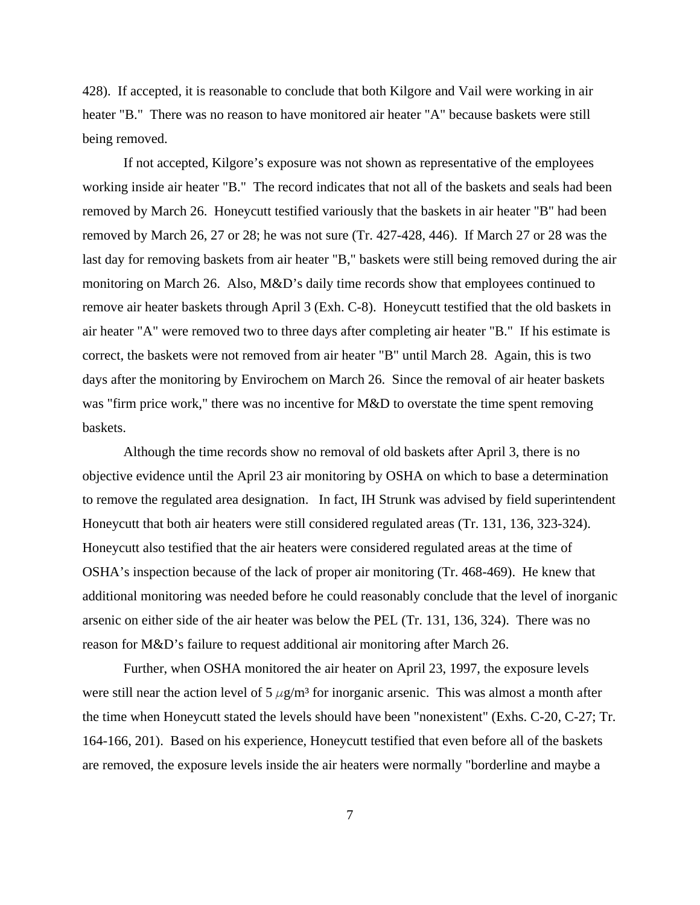428). If accepted, it is reasonable to conclude that both Kilgore and Vail were working in air heater "B." There was no reason to have monitored air heater "A" because baskets were still being removed.

If not accepted, Kilgore's exposure was not shown as representative of the employees working inside air heater "B." The record indicates that not all of the baskets and seals had been removed by March 26. Honeycutt testified variously that the baskets in air heater "B" had been removed by March 26, 27 or 28; he was not sure (Tr. 427-428, 446). If March 27 or 28 was the last day for removing baskets from air heater "B," baskets were still being removed during the air monitoring on March 26. Also, M&D's daily time records show that employees continued to remove air heater baskets through April 3 (Exh. C-8). Honeycutt testified that the old baskets in air heater "A" were removed two to three days after completing air heater "B." If his estimate is correct, the baskets were not removed from air heater "B" until March 28. Again, this is two days after the monitoring by Envirochem on March 26. Since the removal of air heater baskets was "firm price work," there was no incentive for M&D to overstate the time spent removing baskets.

Although the time records show no removal of old baskets after April 3, there is no objective evidence until the April 23 air monitoring by OSHA on which to base a determination to remove the regulated area designation. In fact, IH Strunk was advised by field superintendent Honeycutt that both air heaters were still considered regulated areas (Tr. 131, 136, 323-324). Honeycutt also testified that the air heaters were considered regulated areas at the time of OSHA's inspection because of the lack of proper air monitoring (Tr. 468-469). He knew that additional monitoring was needed before he could reasonably conclude that the level of inorganic arsenic on either side of the air heater was below the PEL (Tr. 131, 136, 324). There was no reason for M&D's failure to request additional air monitoring after March 26.

Further, when OSHA monitored the air heater on April 23, 1997, the exposure levels were still near the action level of 5 $\mu g/m^3$ for inorganic arsenic. This was almost a month after the time when Honeycutt stated the levels should have been "nonexistent" (Exhs. C-20, C-27; Tr. 164-166, 201). Based on his experience, Honeycutt testified that even before all of the baskets are removed, the exposure levels inside the air heaters were normally "borderline and maybe a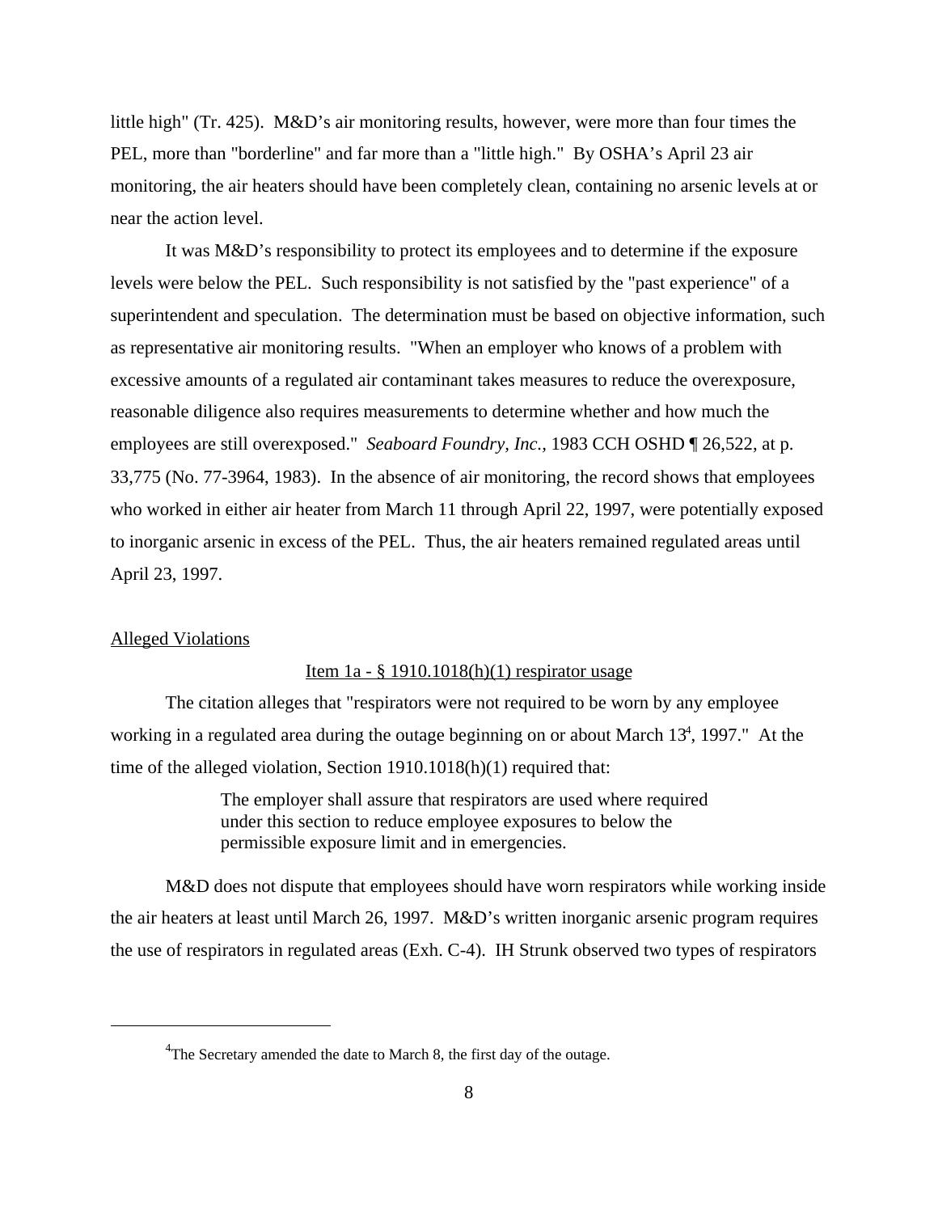little high" (Tr. 425). M&D's air monitoring results, however, were more than four times the PEL, more than "borderline" and far more than a "little high." By OSHA's April 23 air monitoring, the air heaters should have been completely clean, containing no arsenic levels at or near the action level.

It was M&D's responsibility to protect its employees and to determine if the exposure levels were below the PEL. Such responsibility is not satisfied by the "past experience" of a superintendent and speculation. The determination must be based on objective information, such as representative air monitoring results. "When an employer who knows of a problem with excessive amounts of a regulated air contaminant takes measures to reduce the overexposure, reasonable diligence also requires measurements to determine whether and how much the employees are still overexposed." *Seaboard Foundry, Inc.*, 1983 CCH OSHD ¶ 26,522, at p. 33,775 (No. 77-3964, 1983). In the absence of air monitoring, the record shows that employees who worked in either air heater from March 11 through April 22, 1997, were potentially exposed to inorganic arsenic in excess of the PEL. Thus, the air heaters remained regulated areas until April 23, 1997.

## Alleged Violations

### Item 1a - § 1910.1018(h)(1) respirator usage

The citation alleges that "respirators were not required to be worn by any employee working in a regulated area during the outage beginning on or about March 13[4], 1997." At the time of the alleged violation, Section 1910.1018(h)(1) required that:

> The employer shall assure that respirators are used where required under this section to reduce employee exposures to below the permissible exposure limit and in emergencies.

M&D does not dispute that employees should have worn respirators while working inside the air heaters at least until March 26, 1997. M&D's written inorganic arsenic program requires the use of respirators in regulated areas (Exh. C-4). IH Strunk observed two types of respirators

---

[4] The Secretary amended the date to March 8, the first day of the outage.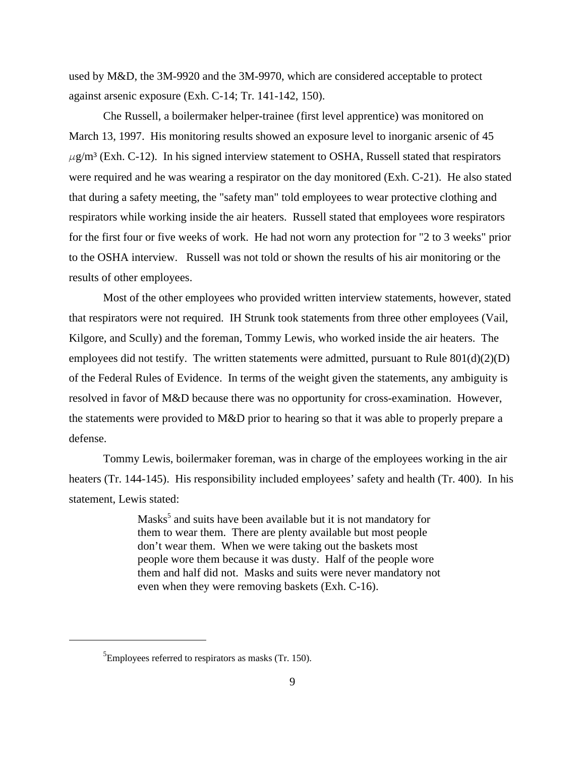used by M&D, the 3M-9920 and the 3M-9970, which are considered acceptable to protect against arsenic exposure (Exh. C-14; Tr. 141-142, 150).

Che Russell, a boilermaker helper-trainee (first level apprentice) was monitored on March 13, 1997. His monitoring results showed an exposure level to inorganic arsenic of 45 $\mu g/m^3$ (Exh. C-12). In his signed interview statement to OSHA, Russell stated that respirators were required and he was wearing a respirator on the day monitored (Exh. C-21). He also stated that during a safety meeting, the "safety man" told employees to wear protective clothing and respirators while working inside the air heaters. Russell stated that employees wore respirators for the first four or five weeks of work. He had not worn any protection for "2 to 3 weeks" prior to the OSHA interview. Russell was not told or shown the results of his air monitoring or the results of other employees.

Most of the other employees who provided written interview statements, however, stated that respirators were not required. IH Strunk took statements from three other employees (Vail, Kilgore, and Scully) and the foreman, Tommy Lewis, who worked inside the air heaters. The employees did not testify. The written statements were admitted, pursuant to Rule 801(d)(2)(D) of the Federal Rules of Evidence. In terms of the weight given the statements, any ambiguity is resolved in favor of M&D because there was no opportunity for cross-examination. However, the statements were provided to M&D prior to hearing so that it was able to properly prepare a defense.

Tommy Lewis, boilermaker foreman, was in charge of the employees working in the air heaters (Tr. 144-145). His responsibility included employees' safety and health (Tr. 400). In his statement, Lewis stated:

> Masks[5] and suits have been available but it is not mandatory for them to wear them. There are plenty available but most people don't wear them. When we were taking out the baskets most people wore them because it was dusty. Half of the people wore them and half did not. Masks and suits were never mandatory not even when they were removing baskets (Exh. C-16).

---

[5]Employees referred to respirators as masks (Tr. 150).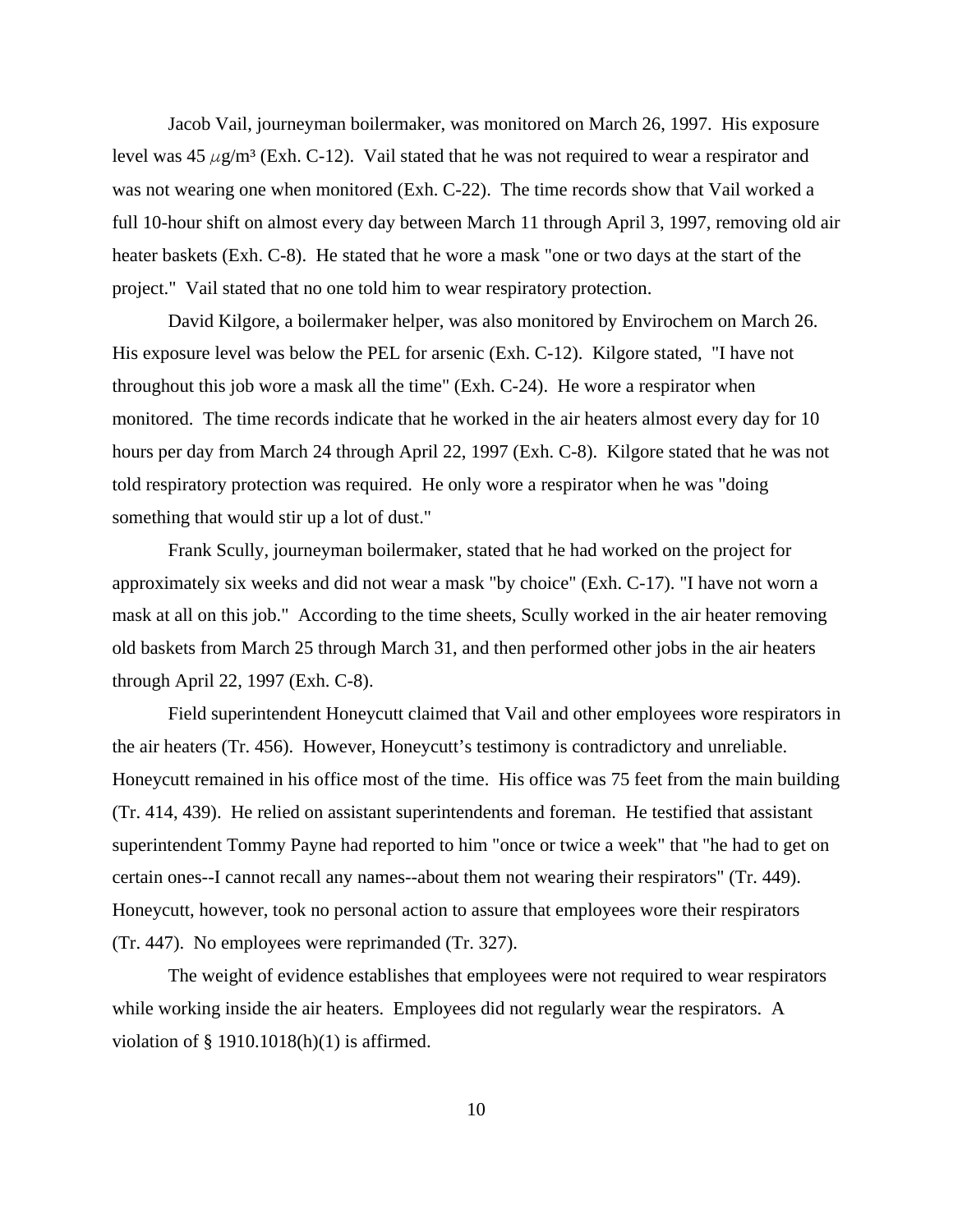Jacob Vail, journeyman boilermaker, was monitored on March 26, 1997. His exposure level was 45 $\mu g/m^3$ (Exh. C-12). Vail stated that he was not required to wear a respirator and was not wearing one when monitored (Exh. C-22). The time records show that Vail worked a full 10-hour shift on almost every day between March 11 through April 3, 1997, removing old air heater baskets (Exh. C-8). He stated that he wore a mask "one or two days at the start of the project." Vail stated that no one told him to wear respiratory protection.

David Kilgore, a boilermaker helper, was also monitored by Envirochem on March 26. His exposure level was below the PEL for arsenic (Exh. C-12). Kilgore stated, "I have not throughout this job wore a mask all the time" (Exh. C-24). He wore a respirator when monitored. The time records indicate that he worked in the air heaters almost every day for 10 hours per day from March 24 through April 22, 1997 (Exh. C-8). Kilgore stated that he was not told respiratory protection was required. He only wore a respirator when he was "doing something that would stir up a lot of dust."

Frank Scully, journeyman boilermaker, stated that he had worked on the project for approximately six weeks and did not wear a mask "by choice" (Exh. C-17). "I have not worn a mask at all on this job." According to the time sheets, Scully worked in the air heater removing old baskets from March 25 through March 31, and then performed other jobs in the air heaters through April 22, 1997 (Exh. C-8).

Field superintendent Honeycutt claimed that Vail and other employees wore respirators in the air heaters (Tr. 456). However, Honeycutt's testimony is contradictory and unreliable. Honeycutt remained in his office most of the time. His office was 75 feet from the main building (Tr. 414, 439). He relied on assistant superintendents and foreman. He testified that assistant superintendent Tommy Payne had reported to him "once or twice a week" that "he had to get on certain ones--I cannot recall any names--about them not wearing their respirators" (Tr. 449). Honeycutt, however, took no personal action to assure that employees wore their respirators (Tr. 447). No employees were reprimanded (Tr. 327).

The weight of evidence establishes that employees were not required to wear respirators while working inside the air heaters. Employees did not regularly wear the respirators. A violation of § 1910.1018(h)(1) is affirmed.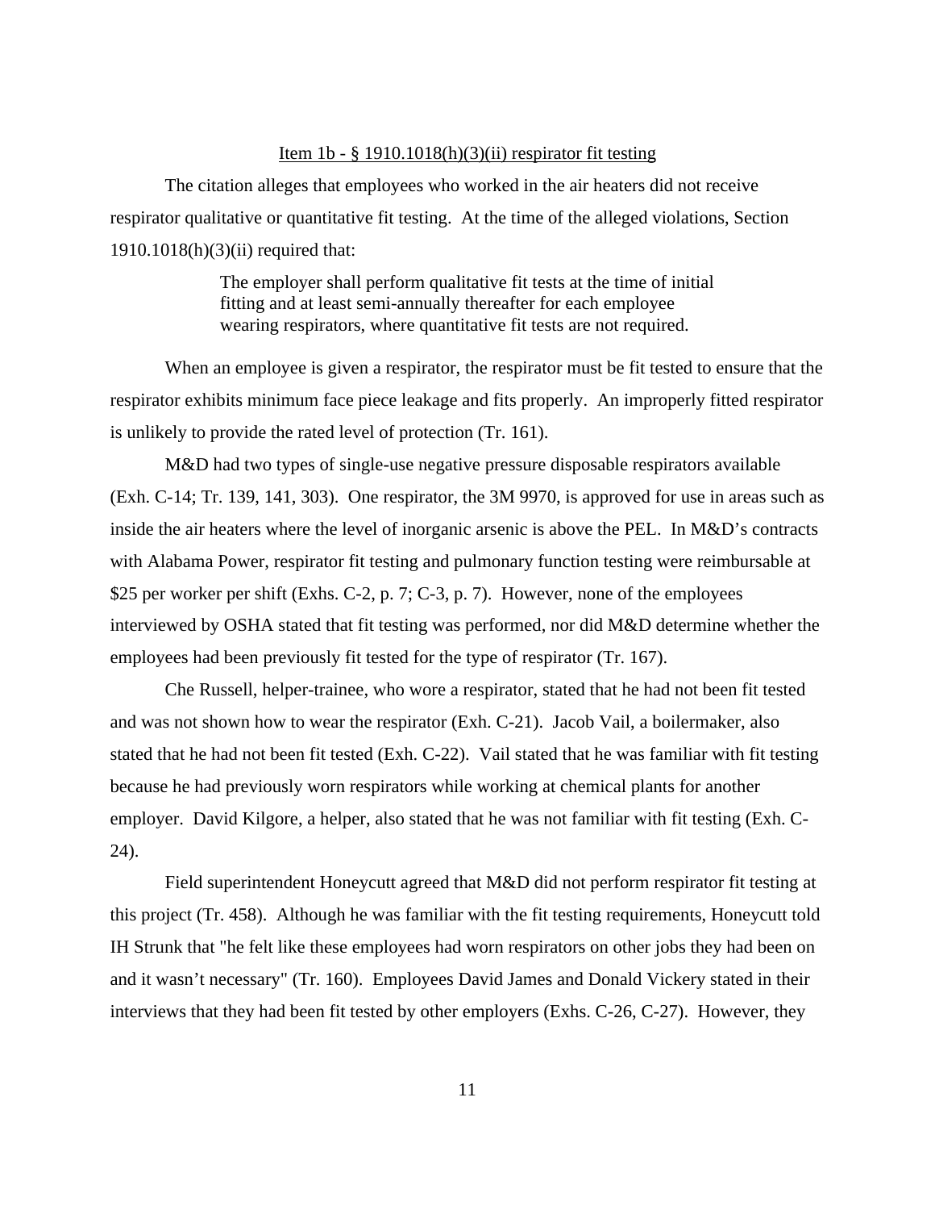<u>Item 1b - § 1910.1018(h)(3)(ii) respirator fit testing</u>

The citation alleges that employees who worked in the air heaters did not receive respirator qualitative or quantitative fit testing. At the time of the alleged violations, Section 1910.1018(h)(3)(ii) required that:

> The employer shall perform qualitative fit tests at the time of initial fitting and at least semi-annually thereafter for each employee wearing respirators, where quantitative fit tests are not required.

When an employee is given a respirator, the respirator must be fit tested to ensure that the respirator exhibits minimum face piece leakage and fits properly. An improperly fitted respirator is unlikely to provide the rated level of protection (Tr. 161).

M&D had two types of single-use negative pressure disposable respirators available (Exh. C-14; Tr. 139, 141, 303). One respirator, the 3M 9970, is approved for use in areas such as inside the air heaters where the level of inorganic arsenic is above the PEL. In M&D's contracts with Alabama Power, respirator fit testing and pulmonary function testing were reimbursable at $25 per worker per shift (Exhs. C-2, p. 7; C-3, p. 7). However, none of the employees interviewed by OSHA stated that fit testing was performed, nor did M&D determine whether the employees had been previously fit tested for the type of respirator (Tr. 167).

Che Russell, helper-trainee, who wore a respirator, stated that he had not been fit tested and was not shown how to wear the respirator (Exh. C-21). Jacob Vail, a boilermaker, also stated that he had not been fit tested (Exh. C-22). Vail stated that he was familiar with fit testing because he had previously worn respirators while working at chemical plants for another employer. David Kilgore, a helper, also stated that he was not familiar with fit testing (Exh. C-24).

Field superintendent Honeycutt agreed that M&D did not perform respirator fit testing at this project (Tr. 458). Although he was familiar with the fit testing requirements, Honeycutt told IH Strunk that "he felt like these employees had worn respirators on other jobs they had been on and it wasn't necessary" (Tr. 160). Employees David James and Donald Vickery stated in their interviews that they had been fit tested by other employers (Exhs. C-26, C-27). However, they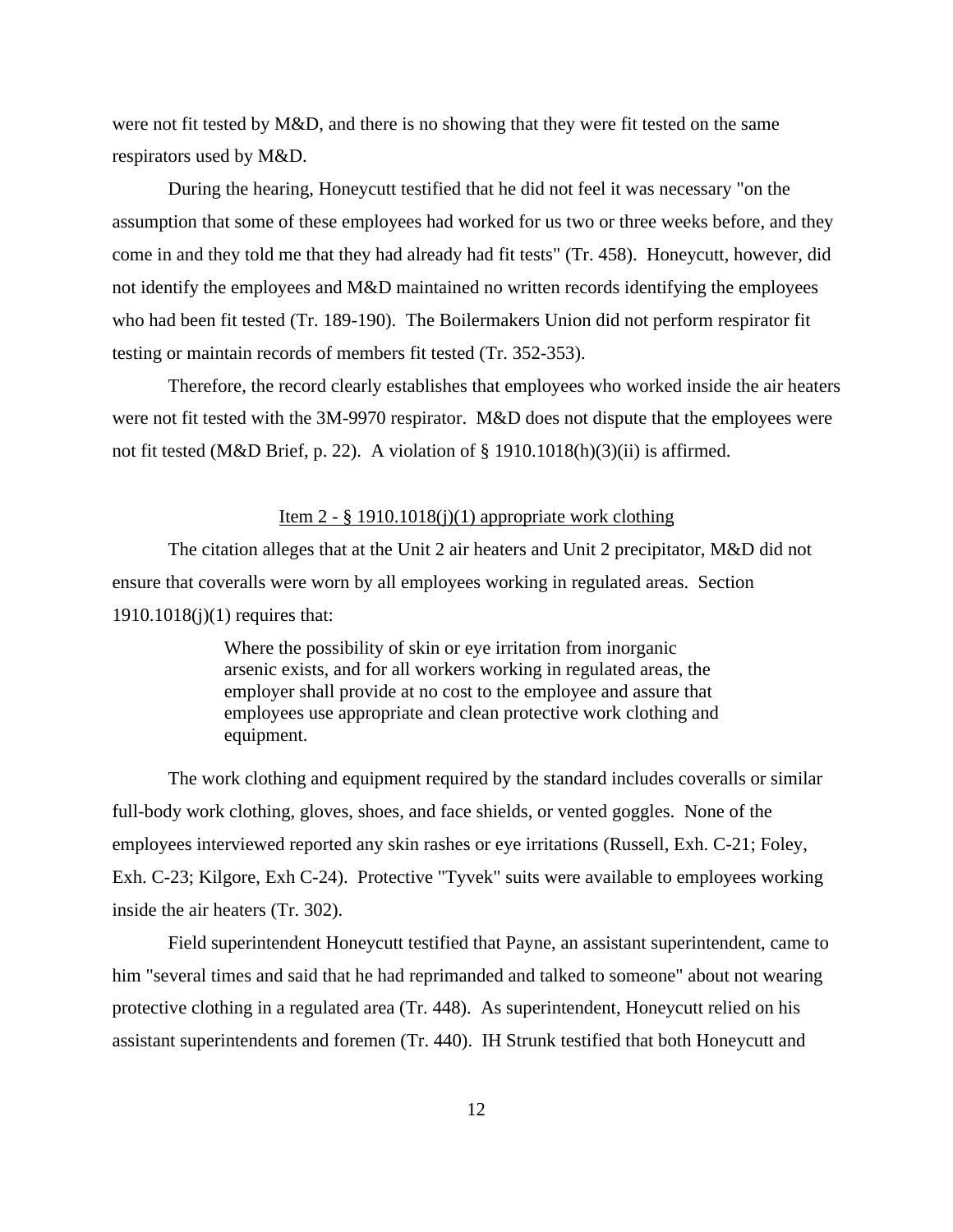were not fit tested by M&D, and there is no showing that they were fit tested on the same respirators used by M&D.

During the hearing, Honeycutt testified that he did not feel it was necessary "on the assumption that some of these employees had worked for us two or three weeks before, and they come in and they told me that they had already had fit tests" (Tr. 458). Honeycutt, however, did not identify the employees and M&D maintained no written records identifying the employees who had been fit tested (Tr. 189-190). The Boilermakers Union did not perform respirator fit testing or maintain records of members fit tested (Tr. 352-353).

Therefore, the record clearly establishes that employees who worked inside the air heaters were not fit tested with the 3M-9970 respirator. M&D does not dispute that the employees were not fit tested (M&D Brief, p. 22). A violation of § 1910.1018(h)(3)(ii) is affirmed.

<u>Item 2 - § 1910.1018(j)(1) appropriate work clothing</u>

The citation alleges that at the Unit 2 air heaters and Unit 2 precipitator, M&D did not ensure that coveralls were worn by all employees working in regulated areas. Section 1910.1018(j)(1) requires that:

> Where the possibility of skin or eye irritation from inorganic arsenic exists, and for all workers working in regulated areas, the employer shall provide at no cost to the employee and assure that employees use appropriate and clean protective work clothing and equipment.

The work clothing and equipment required by the standard includes coveralls or similar full-body work clothing, gloves, shoes, and face shields, or vented goggles. None of the employees interviewed reported any skin rashes or eye irritations (Russell, Exh. C-21; Foley, Exh. C-23; Kilgore, Exh C-24). Protective "Tyvek" suits were available to employees working inside the air heaters (Tr. 302).

Field superintendent Honeycutt testified that Payne, an assistant superintendent, came to him "several times and said that he had reprimanded and talked to someone" about not wearing protective clothing in a regulated area (Tr. 448). As superintendent, Honeycutt relied on his assistant superintendents and foremen (Tr. 440). IH Strunk testified that both Honeycutt and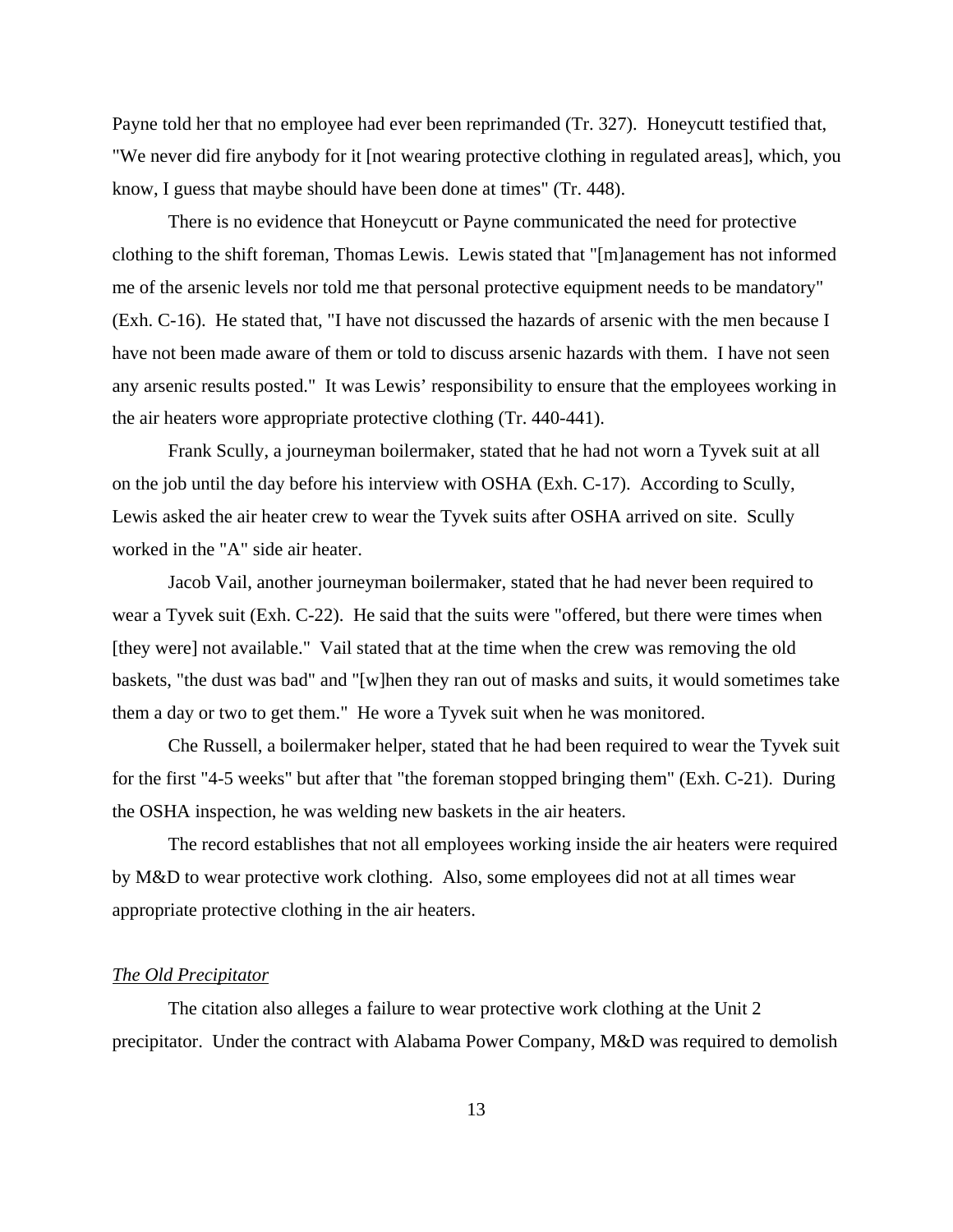Payne told her that no employee had ever been reprimanded (Tr. 327). Honeycutt testified that, "We never did fire anybody for it [not wearing protective clothing in regulated areas], which, you know, I guess that maybe should have been done at times" (Tr. 448).

There is no evidence that Honeycutt or Payne communicated the need for protective clothing to the shift foreman, Thomas Lewis. Lewis stated that "[m]anagement has not informed me of the arsenic levels nor told me that personal protective equipment needs to be mandatory" (Exh. C-16). He stated that, "I have not discussed the hazards of arsenic with the men because I have not been made aware of them or told to discuss arsenic hazards with them. I have not seen any arsenic results posted." It was Lewis' responsibility to ensure that the employees working in the air heaters wore appropriate protective clothing (Tr. 440-441).

Frank Scully, a journeyman boilermaker, stated that he had not worn a Tyvek suit at all on the job until the day before his interview with OSHA (Exh. C-17). According to Scully, Lewis asked the air heater crew to wear the Tyvek suits after OSHA arrived on site. Scully worked in the "A" side air heater.

Jacob Vail, another journeyman boilermaker, stated that he had never been required to wear a Tyvek suit (Exh. C-22). He said that the suits were "offered, but there were times when [they were] not available." Vail stated that at the time when the crew was removing the old baskets, "the dust was bad" and "[w]hen they ran out of masks and suits, it would sometimes take them a day or two to get them." He wore a Tyvek suit when he was monitored.

Che Russell, a boilermaker helper, stated that he had been required to wear the Tyvek suit for the first "4-5 weeks" but after that "the foreman stopped bringing them" (Exh. C-21). During the OSHA inspection, he was welding new baskets in the air heaters.

The record establishes that not all employees working inside the air heaters were required by M&D to wear protective work clothing. Also, some employees did not at all times wear appropriate protective clothing in the air heaters.

*The Old Precipitator*

The citation also alleges a failure to wear protective work clothing at the Unit 2 precipitator. Under the contract with Alabama Power Company, M&D was required to demolish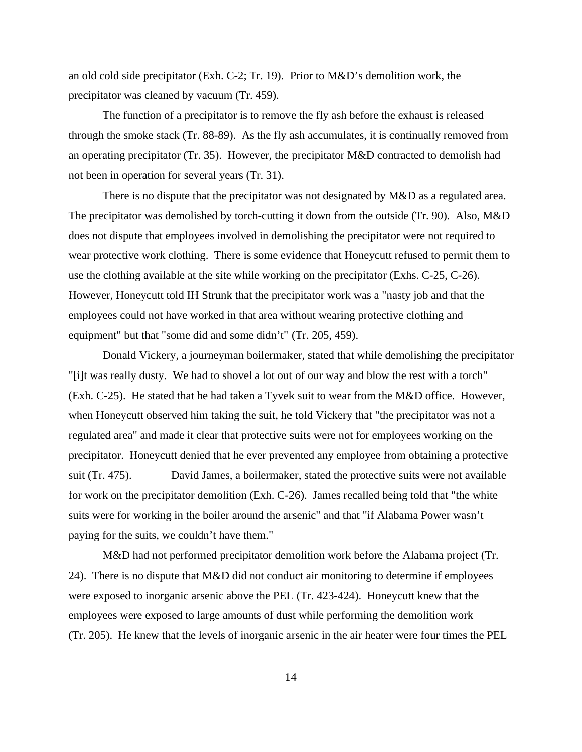an old cold side precipitator (Exh. C-2; Tr. 19). Prior to M&D's demolition work, the precipitator was cleaned by vacuum (Tr. 459).

The function of a precipitator is to remove the fly ash before the exhaust is released through the smoke stack (Tr. 88-89). As the fly ash accumulates, it is continually removed from an operating precipitator (Tr. 35). However, the precipitator M&D contracted to demolish had not been in operation for several years (Tr. 31).

There is no dispute that the precipitator was not designated by M&D as a regulated area. The precipitator was demolished by torch-cutting it down from the outside (Tr. 90). Also, M&D does not dispute that employees involved in demolishing the precipitator were not required to wear protective work clothing. There is some evidence that Honeycutt refused to permit them to use the clothing available at the site while working on the precipitator (Exhs. C-25, C-26). However, Honeycutt told IH Strunk that the precipitator work was a "nasty job and that the employees could not have worked in that area without wearing protective clothing and equipment" but that "some did and some didn't" (Tr. 205, 459).

Donald Vickery, a journeyman boilermaker, stated that while demolishing the precipitator "[i]t was really dusty. We had to shovel a lot out of our way and blow the rest with a torch" (Exh. C-25). He stated that he had taken a Tyvek suit to wear from the M&D office. However, when Honeycutt observed him taking the suit, he told Vickery that "the precipitator was not a regulated area" and made it clear that protective suits were not for employees working on the precipitator. Honeycutt denied that he ever prevented any employee from obtaining a protective suit (Tr. 475). David James, a boilermaker, stated the protective suits were not available for work on the precipitator demolition (Exh. C-26). James recalled being told that "the white suits were for working in the boiler around the arsenic" and that "if Alabama Power wasn't paying for the suits, we couldn't have them."

M&D had not performed precipitator demolition work before the Alabama project (Tr. 24). There is no dispute that M&D did not conduct air monitoring to determine if employees were exposed to inorganic arsenic above the PEL (Tr. 423-424). Honeycutt knew that the employees were exposed to large amounts of dust while performing the demolition work (Tr. 205). He knew that the levels of inorganic arsenic in the air heater were four times the PEL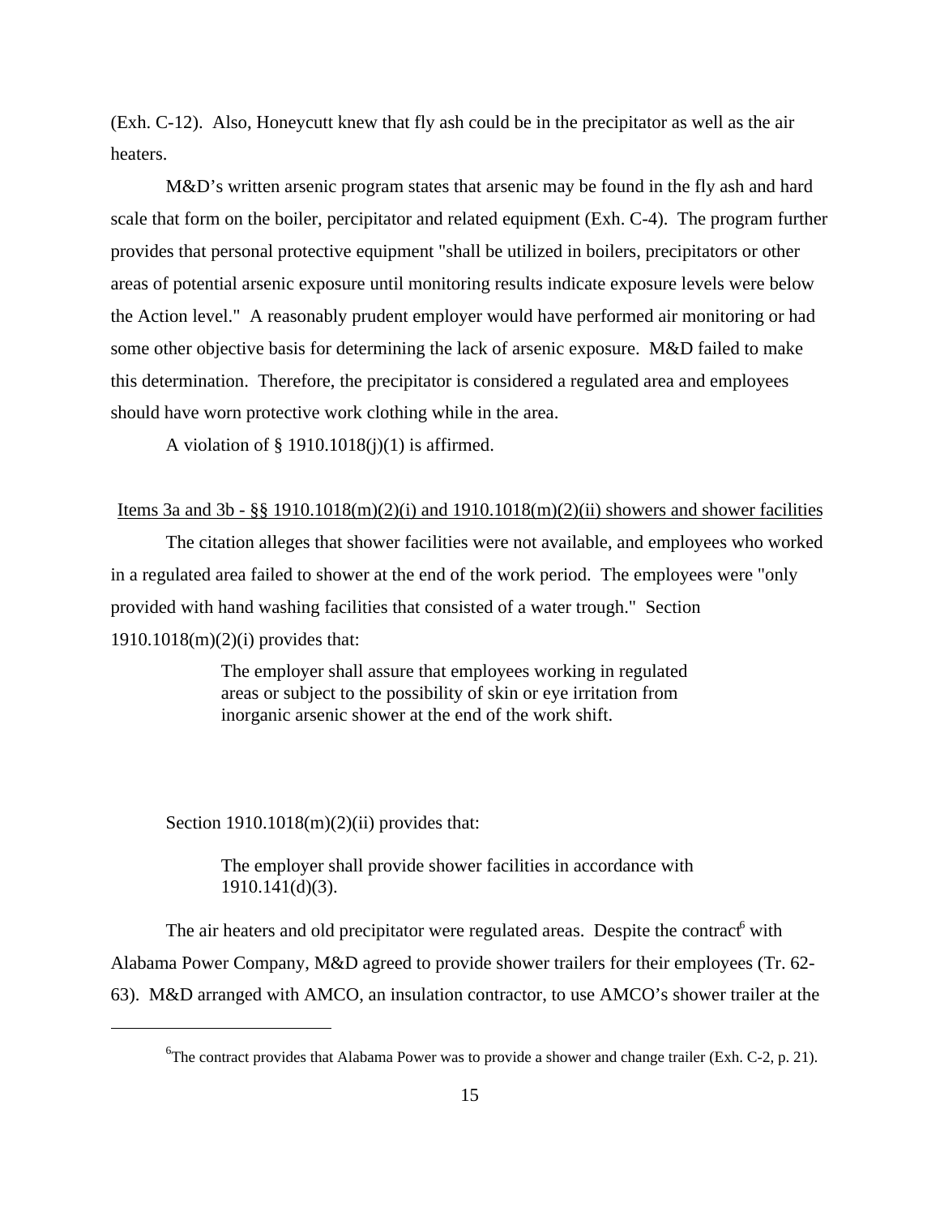(Exh. C-12). Also, Honeycutt knew that fly ash could be in the precipitator as well as the air heaters.

M&D's written arsenic program states that arsenic may be found in the fly ash and hard scale that form on the boiler, percipitator and related equipment (Exh. C-4). The program further provides that personal protective equipment "shall be utilized in boilers, precipitators or other areas of potential arsenic exposure until monitoring results indicate exposure levels were below the Action level." A reasonably prudent employer would have performed air monitoring or had some other objective basis for determining the lack of arsenic exposure. M&D failed to make this determination. Therefore, the precipitator is considered a regulated area and employees should have worn protective work clothing while in the area.

A violation of § 1910.1018(j)(1) is affirmed.

<u>Items 3a and 3b - §§ 1910.1018(m)(2)(i) and 1910.1018(m)(2)(ii) showers and shower facilities</u>

The citation alleges that shower facilities were not available, and employees who worked in a regulated area failed to shower at the end of the work period. The employees were "only provided with hand washing facilities that consisted of a water trough." Section 1910.1018(m)(2)(i) provides that:

> The employer shall assure that employees working in regulated areas or subject to the possibility of skin or eye irritation from inorganic arsenic shower at the end of the work shift.

Section 1910.1018(m)(2)(ii) provides that:

> The employer shall provide shower facilities in accordance with 1910.141(d)(3).

The air heaters and old precipitator were regulated areas. Despite the contract[6] with Alabama Power Company, M&D agreed to provide shower trailers for their employees (Tr. 62-63). M&D arranged with AMCO, an insulation contractor, to use AMCO's shower trailer at the

[6]The contract provides that Alabama Power was to provide a shower and change trailer (Exh. C-2, p. 21).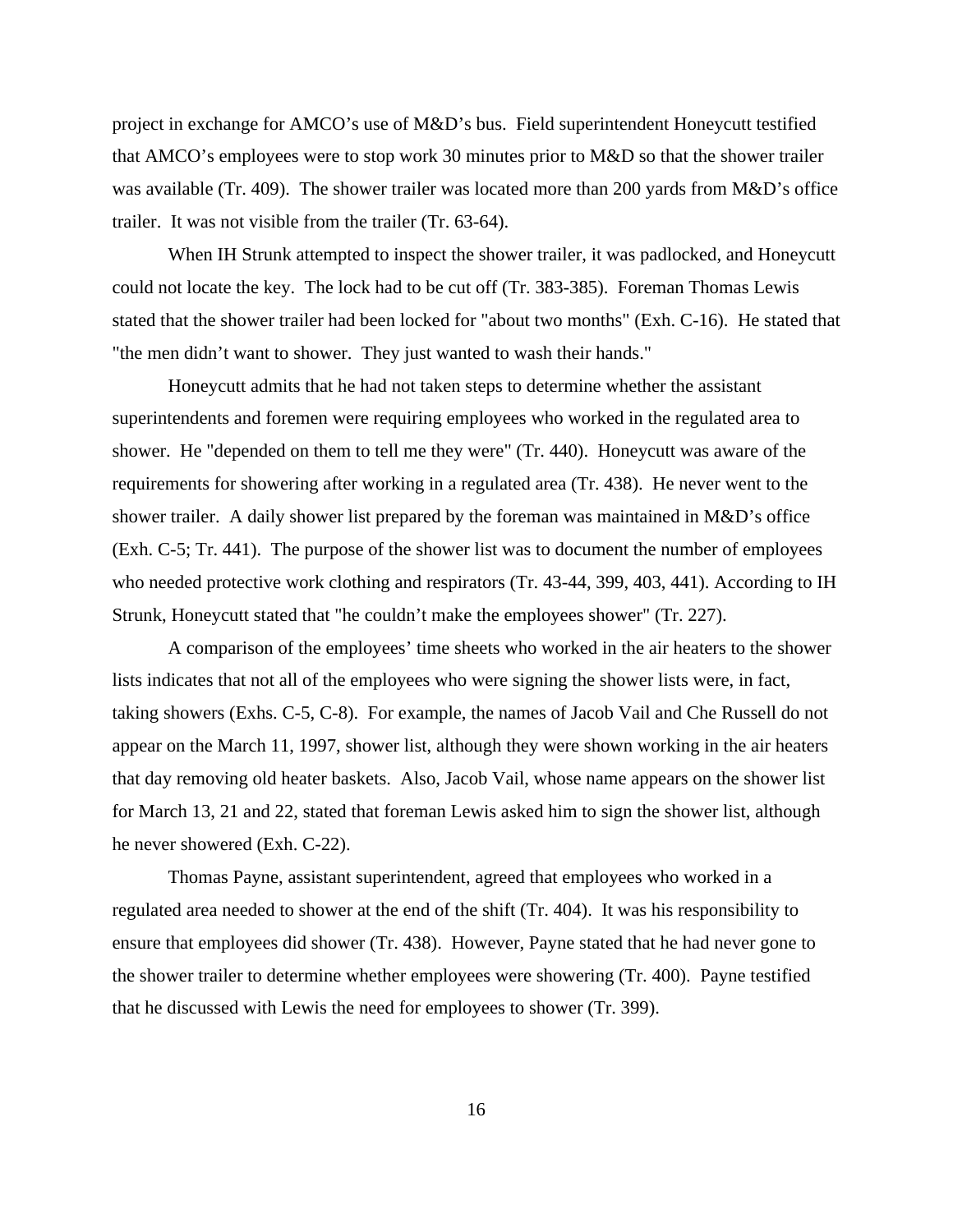project in exchange for AMCO's use of M&D's bus. Field superintendent Honeycutt testified that AMCO's employees were to stop work 30 minutes prior to M&D so that the shower trailer was available (Tr. 409). The shower trailer was located more than 200 yards from M&D's office trailer. It was not visible from the trailer (Tr. 63-64).

When IH Strunk attempted to inspect the shower trailer, it was padlocked, and Honeycutt could not locate the key. The lock had to be cut off (Tr. 383-385). Foreman Thomas Lewis stated that the shower trailer had been locked for "about two months" (Exh. C-16). He stated that "the men didn't want to shower. They just wanted to wash their hands."

Honeycutt admits that he had not taken steps to determine whether the assistant superintendents and foremen were requiring employees who worked in the regulated area to shower. He "depended on them to tell me they were" (Tr. 440). Honeycutt was aware of the requirements for showering after working in a regulated area (Tr. 438). He never went to the shower trailer. A daily shower list prepared by the foreman was maintained in M&D's office (Exh. C-5; Tr. 441). The purpose of the shower list was to document the number of employees who needed protective work clothing and respirators (Tr. 43-44, 399, 403, 441). According to IH Strunk, Honeycutt stated that "he couldn't make the employees shower" (Tr. 227).

A comparison of the employees' time sheets who worked in the air heaters to the shower lists indicates that not all of the employees who were signing the shower lists were, in fact, taking showers (Exhs. C-5, C-8). For example, the names of Jacob Vail and Che Russell do not appear on the March 11, 1997, shower list, although they were shown working in the air heaters that day removing old heater baskets. Also, Jacob Vail, whose name appears on the shower list for March 13, 21 and 22, stated that foreman Lewis asked him to sign the shower list, although he never showered (Exh. C-22).

Thomas Payne, assistant superintendent, agreed that employees who worked in a regulated area needed to shower at the end of the shift (Tr. 404). It was his responsibility to ensure that employees did shower (Tr. 438). However, Payne stated that he had never gone to the shower trailer to determine whether employees were showering (Tr. 400). Payne testified that he discussed with Lewis the need for employees to shower (Tr. 399).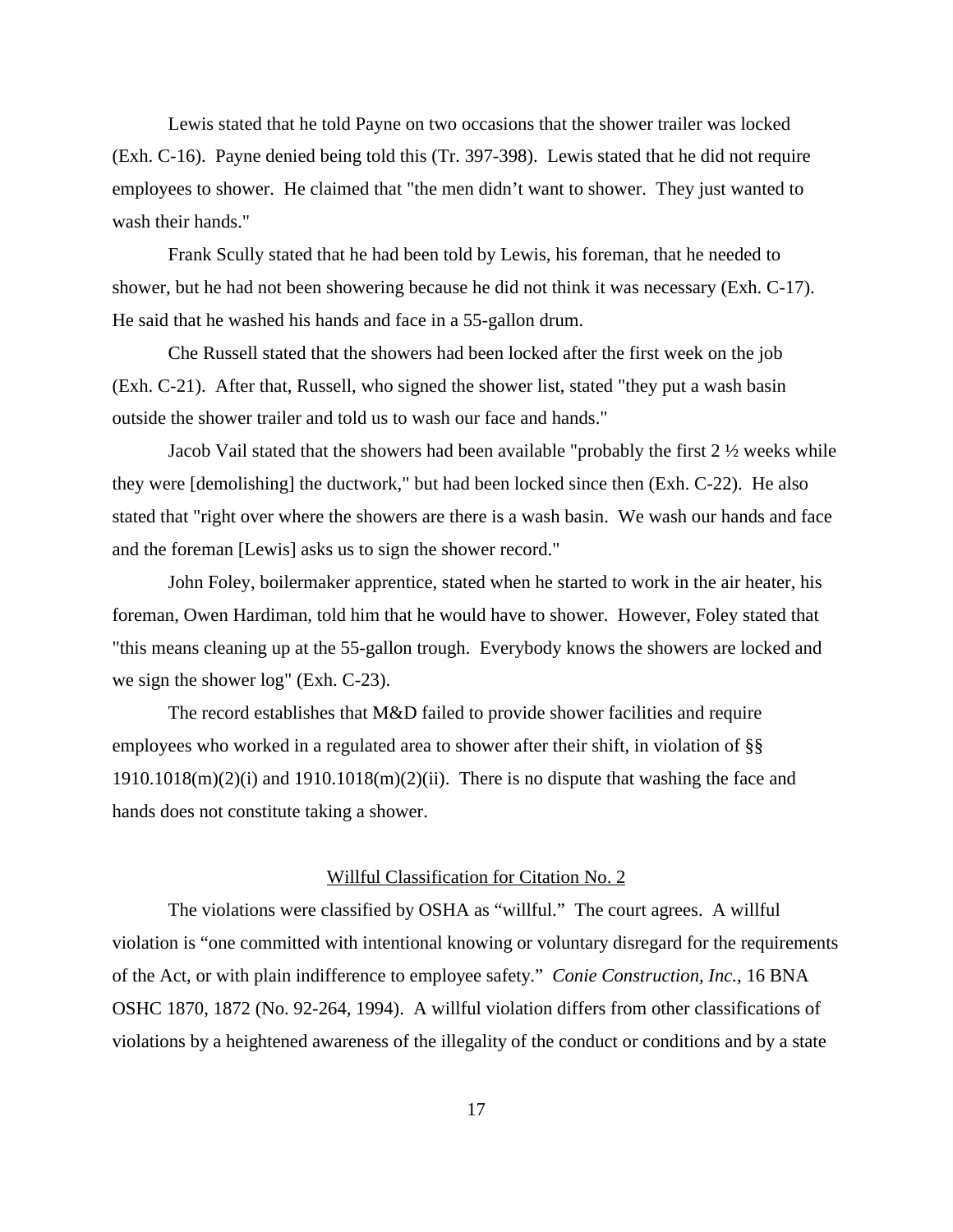Lewis stated that he told Payne on two occasions that the shower trailer was locked (Exh. C-16). Payne denied being told this (Tr. 397-398). Lewis stated that he did not require employees to shower. He claimed that "the men didn't want to shower. They just wanted to wash their hands."

Frank Scully stated that he had been told by Lewis, his foreman, that he needed to shower, but he had not been showering because he did not think it was necessary (Exh. C-17). He said that he washed his hands and face in a 55-gallon drum.

Che Russell stated that the showers had been locked after the first week on the job (Exh. C-21). After that, Russell, who signed the shower list, stated "they put a wash basin outside the shower trailer and told us to wash our face and hands."

Jacob Vail stated that the showers had been available "probably the first 2 ½ weeks while they were [demolishing] the ductwork," but had been locked since then (Exh. C-22). He also stated that "right over where the showers are there is a wash basin. We wash our hands and face and the foreman [Lewis] asks us to sign the shower record."

John Foley, boilermaker apprentice, stated when he started to work in the air heater, his foreman, Owen Hardiman, told him that he would have to shower. However, Foley stated that "this means cleaning up at the 55-gallon trough. Everybody knows the showers are locked and we sign the shower log" (Exh. C-23).

The record establishes that M&D failed to provide shower facilities and require employees who worked in a regulated area to shower after their shift, in violation of §§ 1910.1018(m)(2)(i) and 1910.1018(m)(2)(ii). There is no dispute that washing the face and hands does not constitute taking a shower.

## Willful Classification for Citation No. 2

The violations were classified by OSHA as "willful." The court agrees. A willful violation is "one committed with intentional knowing or voluntary disregard for the requirements of the Act, or with plain indifference to employee safety." *Conie Construction, Inc.*, 16 BNA OSHC 1870, 1872 (No. 92-264, 1994). A willful violation differs from other classifications of violations by a heightened awareness of the illegality of the conduct or conditions and by a state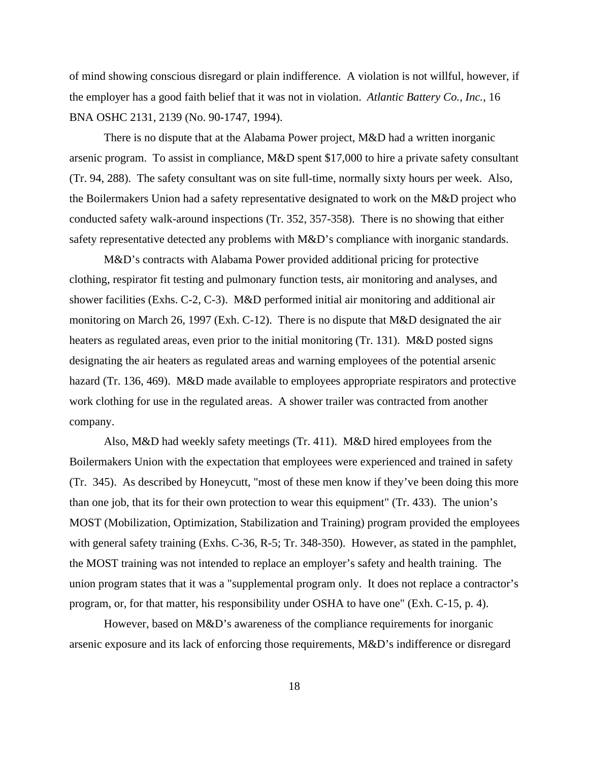of mind showing conscious disregard or plain indifference. A violation is not willful, however, if the employer has a good faith belief that it was not in violation. *Atlantic Battery Co., Inc.*, 16 BNA OSHC 2131, 2139 (No. 90-1747, 1994).

There is no dispute that at the Alabama Power project, M&D had a written inorganic arsenic program. To assist in compliance, M&D spent $17,000 to hire a private safety consultant (Tr. 94, 288). The safety consultant was on site full-time, normally sixty hours per week. Also, the Boilermakers Union had a safety representative designated to work on the M&D project who conducted safety walk-around inspections (Tr. 352, 357-358). There is no showing that either safety representative detected any problems with M&D's compliance with inorganic standards.

M&D's contracts with Alabama Power provided additional pricing for protective clothing, respirator fit testing and pulmonary function tests, air monitoring and analyses, and shower facilities (Exhs. C-2, C-3). M&D performed initial air monitoring and additional air monitoring on March 26, 1997 (Exh. C-12). There is no dispute that M&D designated the air heaters as regulated areas, even prior to the initial monitoring (Tr. 131). M&D posted signs designating the air heaters as regulated areas and warning employees of the potential arsenic hazard (Tr. 136, 469). M&D made available to employees appropriate respirators and protective work clothing for use in the regulated areas. A shower trailer was contracted from another company.

Also, M&D had weekly safety meetings (Tr. 411). M&D hired employees from the Boilermakers Union with the expectation that employees were experienced and trained in safety (Tr. 345). As described by Honeycutt, "most of these men know if they've been doing this more than one job, that its for their own protection to wear this equipment" (Tr. 433). The union's MOST (Mobilization, Optimization, Stabilization and Training) program provided the employees with general safety training (Exhs. C-36, R-5; Tr. 348-350). However, as stated in the pamphlet, the MOST training was not intended to replace an employer's safety and health training. The union program states that it was a "supplemental program only. It does not replace a contractor's program, or, for that matter, his responsibility under OSHA to have one" (Exh. C-15, p. 4).

However, based on M&D's awareness of the compliance requirements for inorganic arsenic exposure and its lack of enforcing those requirements, M&D's indifference or disregard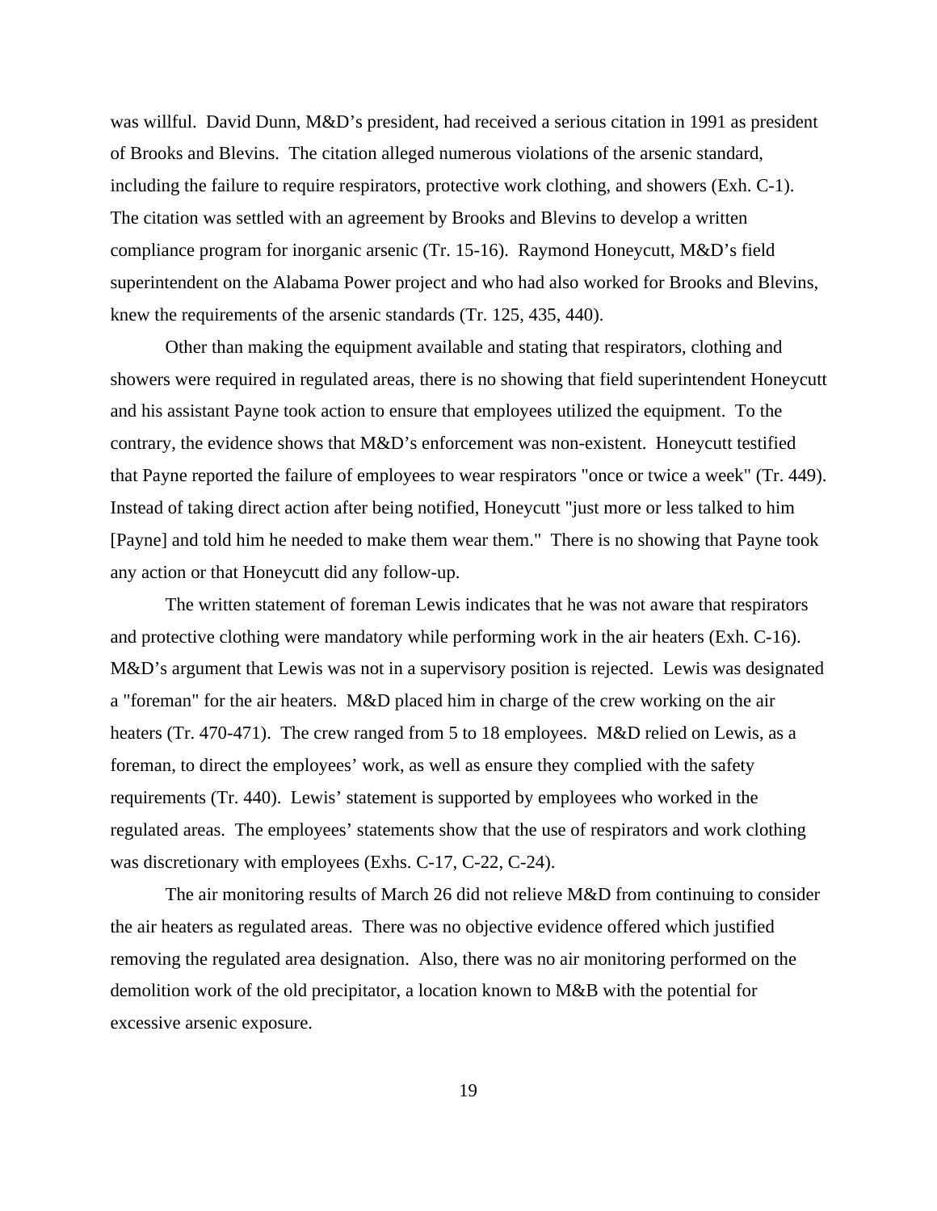was willful. David Dunn, M&D's president, had received a serious citation in 1991 as president of Brooks and Blevins. The citation alleged numerous violations of the arsenic standard, including the failure to require respirators, protective work clothing, and showers (Exh. C-1). The citation was settled with an agreement by Brooks and Blevins to develop a written compliance program for inorganic arsenic (Tr. 15-16). Raymond Honeycutt, M&D's field superintendent on the Alabama Power project and who had also worked for Brooks and Blevins, knew the requirements of the arsenic standards (Tr. 125, 435, 440).

Other than making the equipment available and stating that respirators, clothing and showers were required in regulated areas, there is no showing that field superintendent Honeycutt and his assistant Payne took action to ensure that employees utilized the equipment. To the contrary, the evidence shows that M&D's enforcement was non-existent. Honeycutt testified that Payne reported the failure of employees to wear respirators "once or twice a week" (Tr. 449). Instead of taking direct action after being notified, Honeycutt "just more or less talked to him [Payne] and told him he needed to make them wear them." There is no showing that Payne took any action or that Honeycutt did any follow-up.

The written statement of foreman Lewis indicates that he was not aware that respirators and protective clothing were mandatory while performing work in the air heaters (Exh. C-16). M&D's argument that Lewis was not in a supervisory position is rejected. Lewis was designated a "foreman" for the air heaters. M&D placed him in charge of the crew working on the air heaters (Tr. 470-471). The crew ranged from 5 to 18 employees. M&D relied on Lewis, as a foreman, to direct the employees' work, as well as ensure they complied with the safety requirements (Tr. 440). Lewis' statement is supported by employees who worked in the regulated areas. The employees' statements show that the use of respirators and work clothing was discretionary with employees (Exhs. C-17, C-22, C-24).

The air monitoring results of March 26 did not relieve M&D from continuing to consider the air heaters as regulated areas. There was no objective evidence offered which justified removing the regulated area designation. Also, there was no air monitoring performed on the demolition work of the old precipitator, a location known to M&B with the potential for excessive arsenic exposure.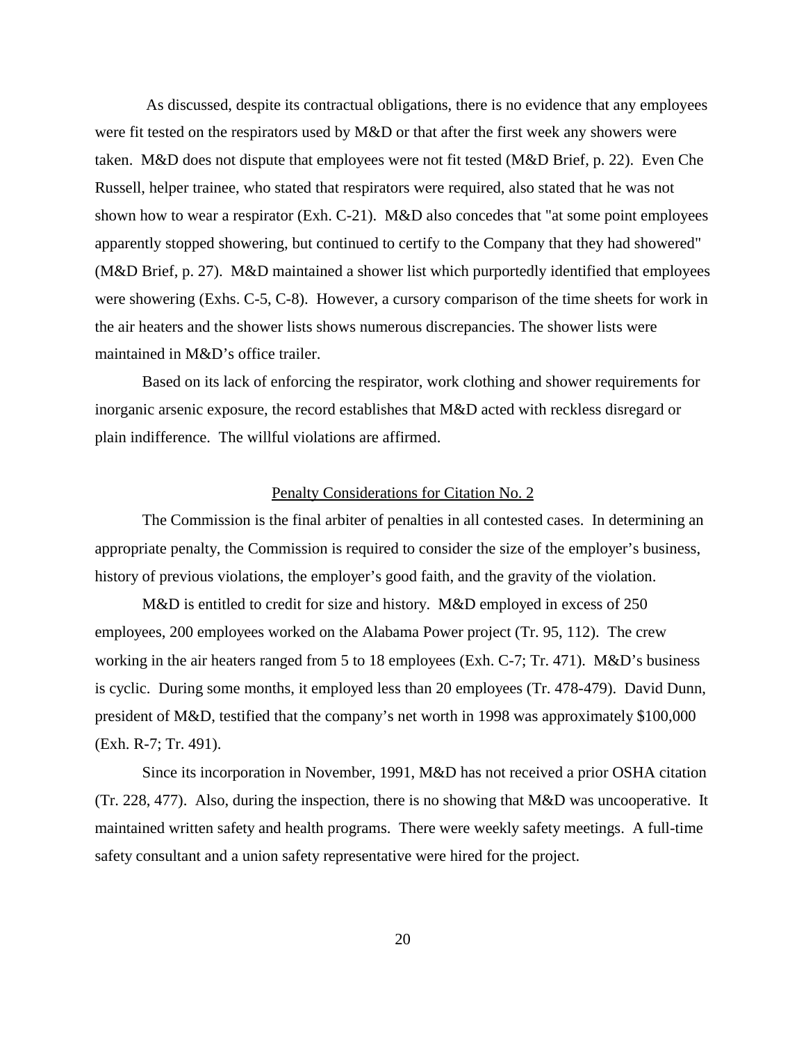As discussed, despite its contractual obligations, there is no evidence that any employees were fit tested on the respirators used by M&D or that after the first week any showers were taken. M&D does not dispute that employees were not fit tested (M&D Brief, p. 22). Even Che Russell, helper trainee, who stated that respirators were required, also stated that he was not shown how to wear a respirator (Exh. C-21). M&D also concedes that "at some point employees apparently stopped showering, but continued to certify to the Company that they had showered" (M&D Brief, p. 27). M&D maintained a shower list which purportedly identified that employees were showering (Exhs. C-5, C-8). However, a cursory comparison of the time sheets for work in the air heaters and the shower lists shows numerous discrepancies. The shower lists were maintained in M&D's office trailer.

Based on its lack of enforcing the respirator, work clothing and shower requirements for inorganic arsenic exposure, the record establishes that M&D acted with reckless disregard or plain indifference. The willful violations are affirmed.

<u>Penalty Considerations for Citation No. 2</u>

The Commission is the final arbiter of penalties in all contested cases. In determining an appropriate penalty, the Commission is required to consider the size of the employer's business, history of previous violations, the employer's good faith, and the gravity of the violation.

M&D is entitled to credit for size and history. M&D employed in excess of 250 employees, 200 employees worked on the Alabama Power project (Tr. 95, 112). The crew working in the air heaters ranged from 5 to 18 employees (Exh. C-7; Tr. 471). M&D's business is cyclic. During some months, it employed less than 20 employees (Tr. 478-479). David Dunn, president of M&D, testified that the company's net worth in 1998 was approximately $100,000 (Exh. R-7; Tr. 491).

Since its incorporation in November, 1991, M&D has not received a prior OSHA citation (Tr. 228, 477). Also, during the inspection, there is no showing that M&D was uncooperative. It maintained written safety and health programs. There were weekly safety meetings. A full-time safety consultant and a union safety representative were hired for the project.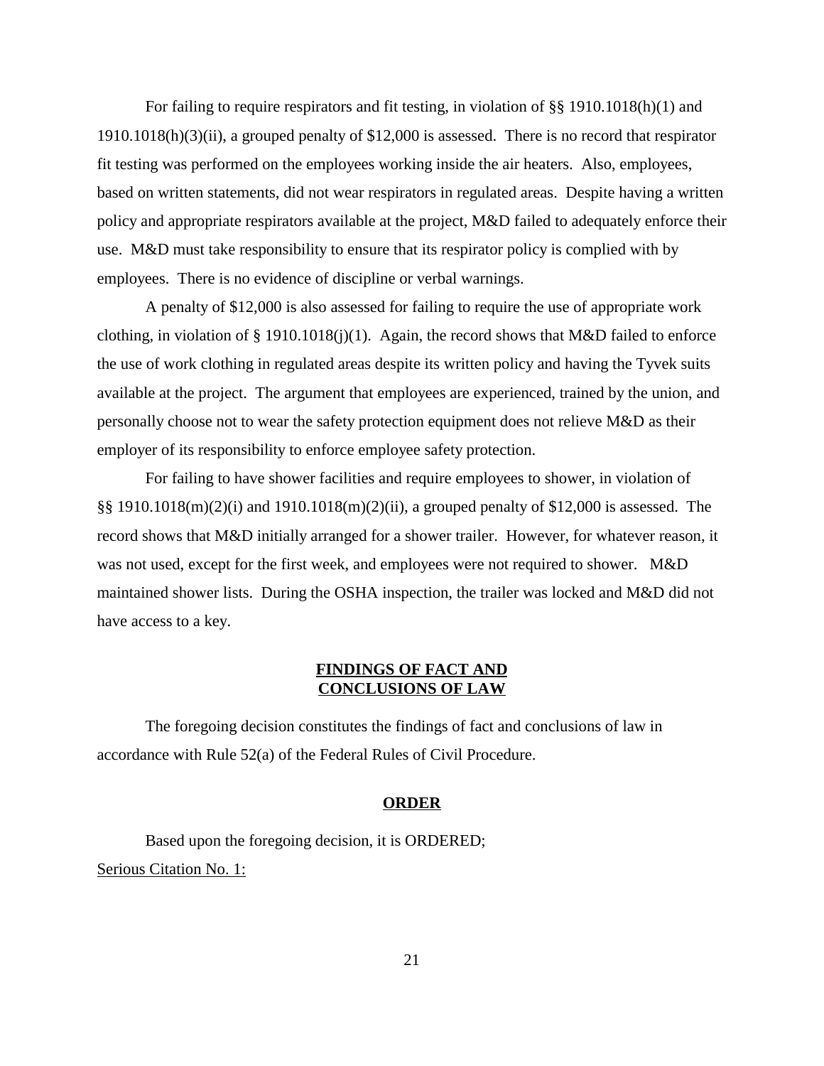For failing to require respirators and fit testing, in violation of §§ 1910.1018(h)(1) and 1910.1018(h)(3)(ii), a grouped penalty of $12,000 is assessed. There is no record that respirator fit testing was performed on the employees working inside the air heaters. Also, employees, based on written statements, did not wear respirators in regulated areas. Despite having a written policy and appropriate respirators available at the project, M&D failed to adequately enforce their use. M&D must take responsibility to ensure that its respirator policy is complied with by employees. There is no evidence of discipline or verbal warnings.

A penalty of $12,000 is also assessed for failing to require the use of appropriate work clothing, in violation of § 1910.1018(j)(1). Again, the record shows that M&D failed to enforce the use of work clothing in regulated areas despite its written policy and having the Tyvek suits available at the project. The argument that employees are experienced, trained by the union, and personally choose not to wear the safety protection equipment does not relieve M&D as their employer of its responsibility to enforce employee safety protection.

For failing to have shower facilities and require employees to shower, in violation of §§ 1910.1018(m)(2)(i) and 1910.1018(m)(2)(ii), a grouped penalty of $12,000 is assessed. The record shows that M&D initially arranged for a shower trailer. However, for whatever reason, it was not used, except for the first week, and employees were not required to shower. M&D maintained shower lists. During the OSHA inspection, the trailer was locked and M&D did not have access to a key.

## FINDINGS OF FACT AND CONCLUSIONS OF LAW

The foregoing decision constitutes the findings of fact and conclusions of law in accordance with Rule 52(a) of the Federal Rules of Civil Procedure.

## ORDER

Based upon the foregoing decision, it is ORDERED;

Serious Citation No. 1: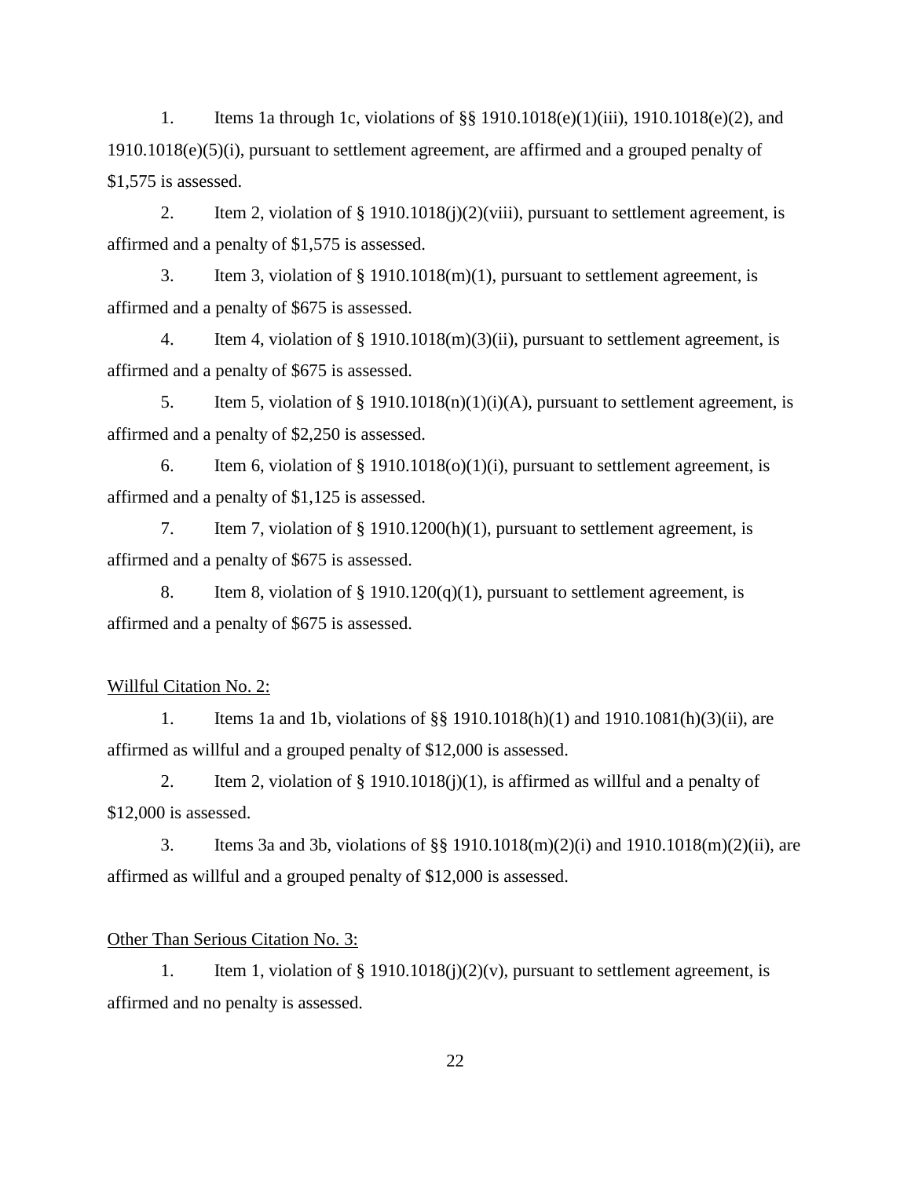1. Items 1a through 1c, violations of §§ 1910.1018(e)(1)(iii), 1910.1018(e)(2), and 1910.1018(e)(5)(i), pursuant to settlement agreement, are affirmed and a grouped penalty of $1,575 is assessed.

2. Item 2, violation of § 1910.1018(j)(2)(viii), pursuant to settlement agreement, is affirmed and a penalty of $1,575 is assessed.

3. Item 3, violation of § 1910.1018(m)(1), pursuant to settlement agreement, is affirmed and a penalty of $675 is assessed.

4. Item 4, violation of § 1910.1018(m)(3)(ii), pursuant to settlement agreement, is affirmed and a penalty of $675 is assessed.

5. Item 5, violation of § 1910.1018(n)(1)(i)(A), pursuant to settlement agreement, is affirmed and a penalty of $2,250 is assessed.

6. Item 6, violation of § 1910.1018(o)(1)(i), pursuant to settlement agreement, is affirmed and a penalty of $1,125 is assessed.

7. Item 7, violation of § 1910.1200(h)(1), pursuant to settlement agreement, is affirmed and a penalty of $675 is assessed.

8. Item 8, violation of § 1910.120(q)(1), pursuant to settlement agreement, is affirmed and a penalty of $675 is assessed.

Willful Citation No. 2:

1. Items 1a and 1b, violations of §§ 1910.1018(h)(1) and 1910.1081(h)(3)(ii), are affirmed as willful and a grouped penalty of $12,000 is assessed.

2. Item 2, violation of § 1910.1018(j)(1), is affirmed as willful and a penalty of $12,000 is assessed.

3. Items 3a and 3b, violations of §§ 1910.1018(m)(2)(i) and 1910.1018(m)(2)(ii), are affirmed as willful and a grouped penalty of $12,000 is assessed.

Other Than Serious Citation No. 3:

1. Item 1, violation of § 1910.1018(j)(2)(v), pursuant to settlement agreement, is affirmed and no penalty is assessed.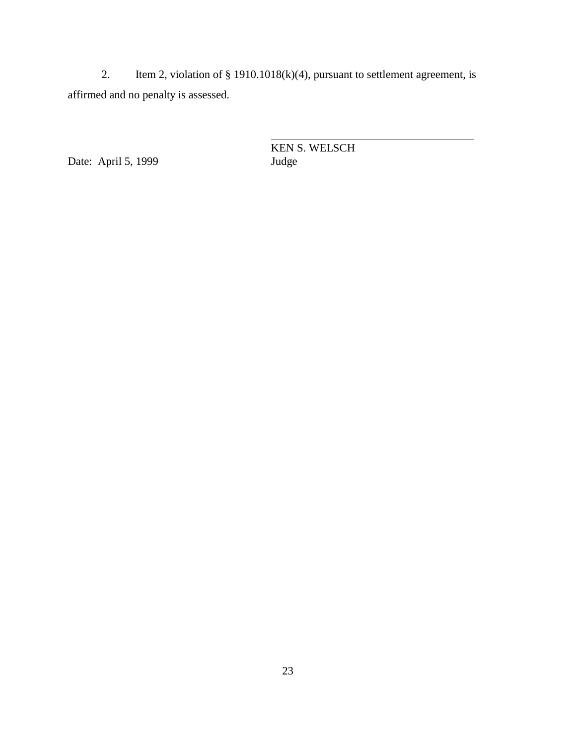2. Item 2, violation of § 1910.1018(k)(4), pursuant to settlement agreement, is affirmed and no penalty is assessed.

KEN S. WELSCH
Judge

Date: April 5, 1999